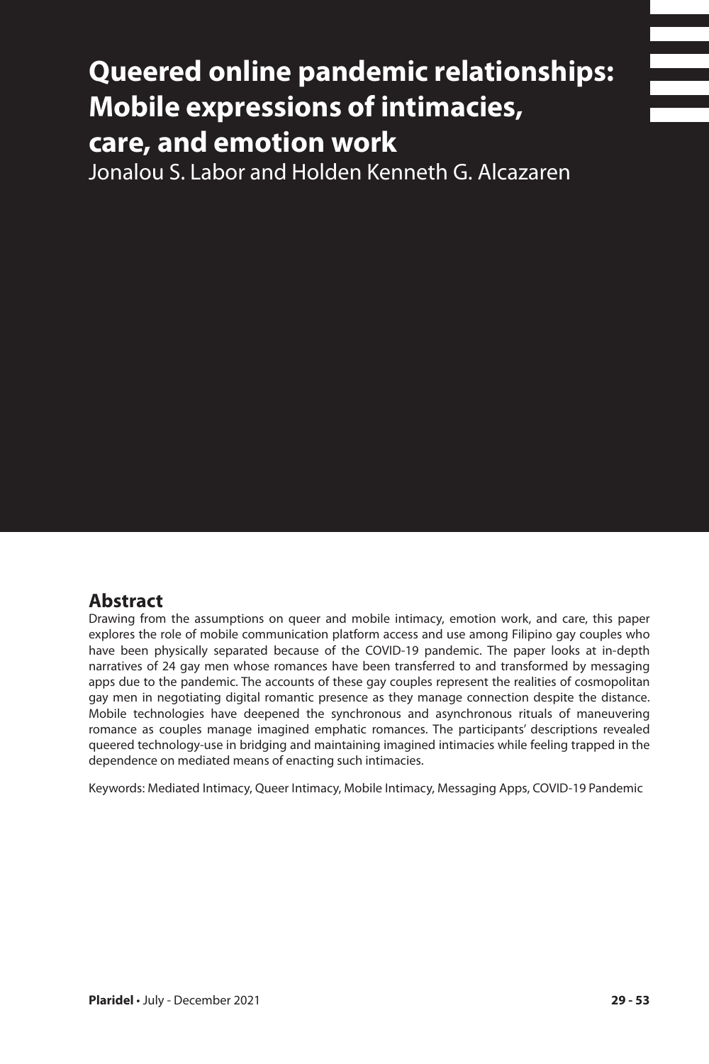# Queered online pandemic relationships: Mobile expressions of intimacies, care, and emotion work

Jonalou S. Labor and Holden Kenneth G. Alcazaren

## Abstract

Drawing from the assumptions on queer and mobile intimacy, emotion work, and care, this paper explores the role of mobile communication platform access and use among Filipino gay couples who have been physically separated because of the COVID-19 pandemic. The paper looks at in-depth narratives of 24 gay men whose romances have been transferred to and transformed by messaging apps due to the pandemic. The accounts of these gay couples represent the realities of cosmopolitan gay men in negotiating digital romantic presence as they manage connection despite the distance. Mobile technologies have deepened the synchronous and asynchronous rituals of maneuvering romance as couples manage imagined emphatic romances. The participants' descriptions revealed queered technology-use in bridging and maintaining imagined intimacies while feeling trapped in the dependence on mediated means of enacting such intimacies.

Keywords: Mediated Intimacy, Queer Intimacy, Mobile Intimacy, Messaging Apps, COVID-19 Pandemic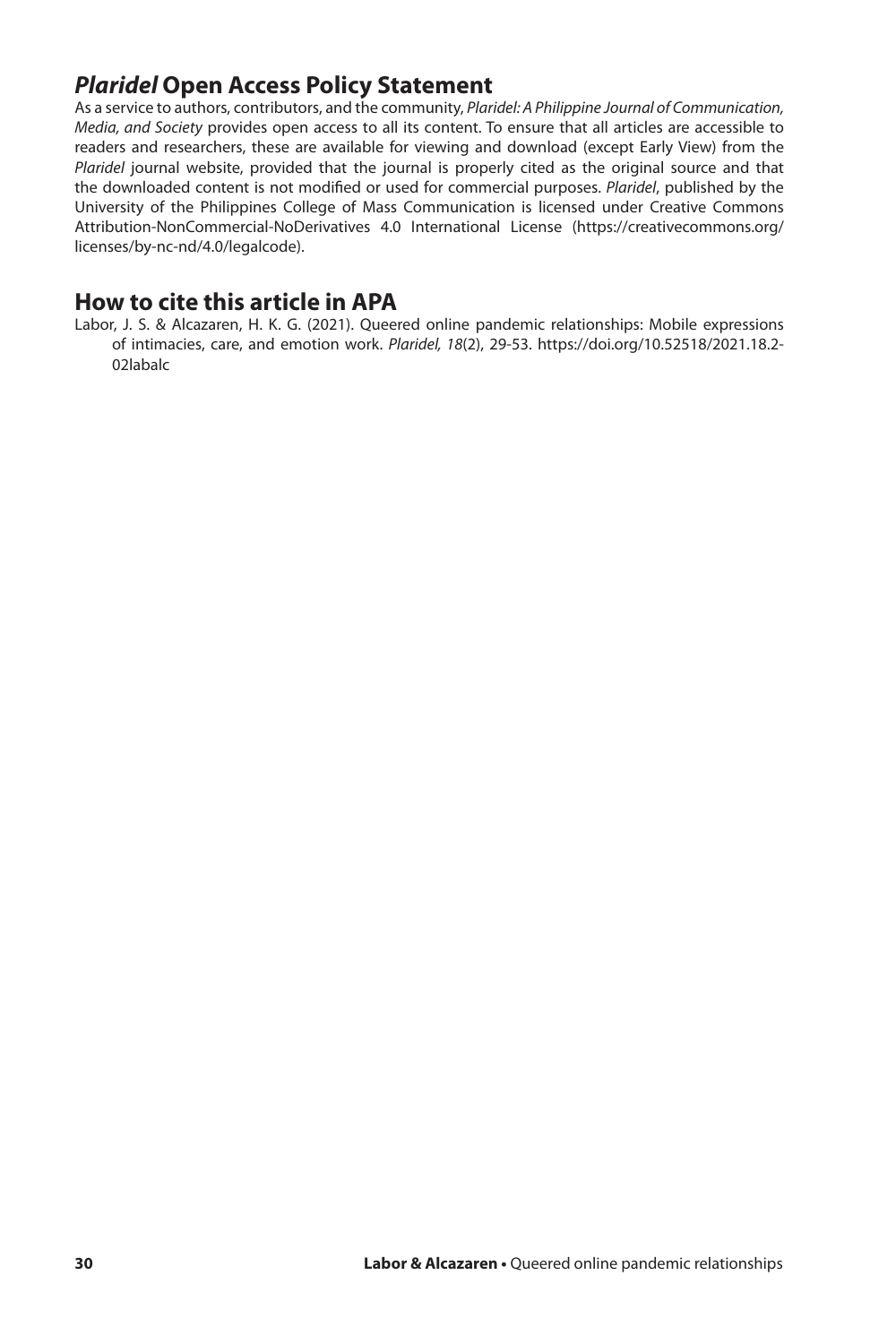## *Plaridel* Open Access Policy Statement

As a service to authors, contributors, and the community, *Plaridel: A Philippine Journal of Communication, Media, and Society* provides open access to all its content. To ensure that all articles are accessible to readers and researchers, these are available for viewing and download (except Early View) from the *Plaridel* journal website, provided that the journal is properly cited as the original source and that the downloaded content is not modified or used for commercial purposes. *Plaridel*, published by the University of the Philippines College of Mass Communication is licensed under Creative Commons Attribution-NonCommercial-NoDerivatives 4.0 International License (https://creativecommons.org/licenses/by-nc-nd/4.0/legalcode).

## How to cite this article in APA

Labor, J. S. & Alcazaren, H. K. G. (2021). Queered online pandemic relationships: Mobile expressions of intimacies, care, and emotion work. *Plaridel, 18*(2), 29-53. https://doi.org/10.52518/2021.18.2-02labalc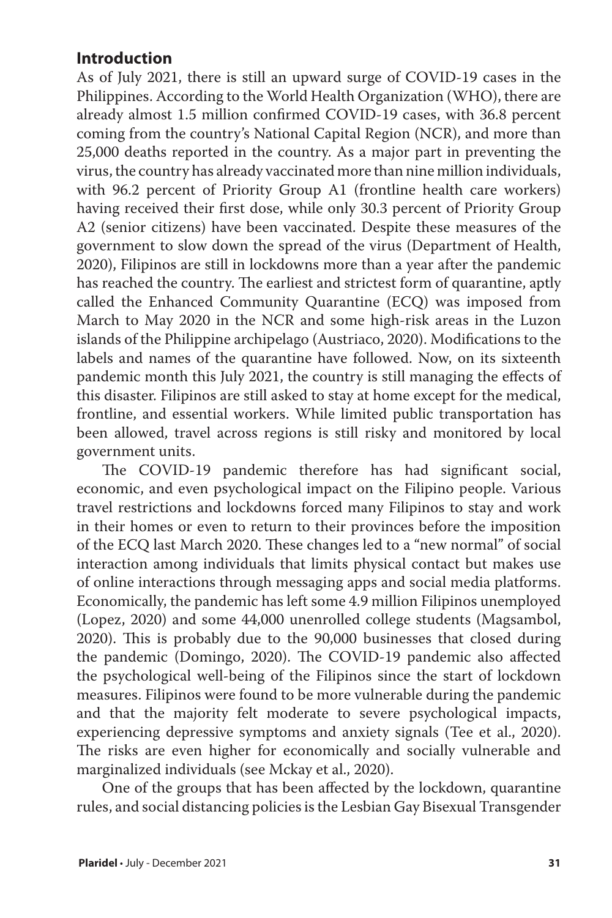## Introduction

As of July 2021, there is still an upward surge of COVID-19 cases in the Philippines. According to the World Health Organization (WHO), there are already almost 1.5 million confirmed COVID-19 cases, with 36.8 percent coming from the country's National Capital Region (NCR), and more than 25,000 deaths reported in the country. As a major part in preventing the virus, the country has already vaccinated more than nine million individuals, with 96.2 percent of Priority Group A1 (frontline health care workers) having received their first dose, while only 30.3 percent of Priority Group A2 (senior citizens) have been vaccinated. Despite these measures of the government to slow down the spread of the virus (Department of Health, 2020), Filipinos are still in lockdowns more than a year after the pandemic has reached the country. The earliest and strictest form of quarantine, aptly called the Enhanced Community Quarantine (ECQ) was imposed from March to May 2020 in the NCR and some high-risk areas in the Luzon islands of the Philippine archipelago (Austriaco, 2020). Modifications to the labels and names of the quarantine have followed. Now, on its sixteenth pandemic month this July 2021, the country is still managing the effects of this disaster. Filipinos are still asked to stay at home except for the medical, frontline, and essential workers. While limited public transportation has been allowed, travel across regions is still risky and monitored by local government units.

The COVID-19 pandemic therefore has had significant social, economic, and even psychological impact on the Filipino people. Various travel restrictions and lockdowns forced many Filipinos to stay and work in their homes or even to return to their provinces before the imposition of the ECQ last March 2020. These changes led to a "new normal" of social interaction among individuals that limits physical contact but makes use of online interactions through messaging apps and social media platforms. Economically, the pandemic has left some 4.9 million Filipinos unemployed (Lopez, 2020) and some 44,000 unenrolled college students (Magsambol, 2020). This is probably due to the 90,000 businesses that closed during the pandemic (Domingo, 2020). The COVID-19 pandemic also affected the psychological well-being of the Filipinos since the start of lockdown measures. Filipinos were found to be more vulnerable during the pandemic and that the majority felt moderate to severe psychological impacts, experiencing depressive symptoms and anxiety signals (Tee et al., 2020). The risks are even higher for economically and socially vulnerable and marginalized individuals (see Mckay et al., 2020).

One of the groups that has been affected by the lockdown, quarantine rules, and social distancing policies is the Lesbian Gay Bisexual Transgender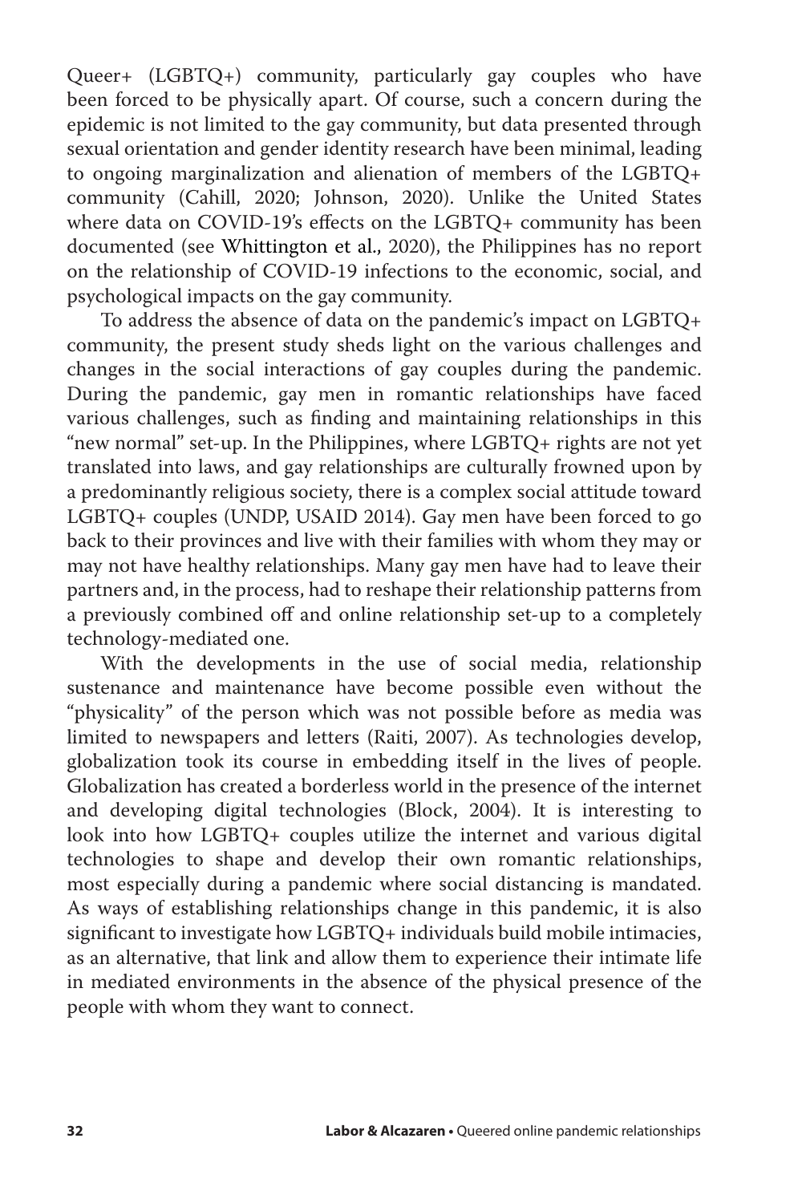Queer+ (LGBTQ+) community, particularly gay couples who have been forced to be physically apart. Of course, such a concern during the epidemic is not limited to the gay community, but data presented through sexual orientation and gender identity research have been minimal, leading to ongoing marginalization and alienation of members of the LGBTQ+ community (Cahill, 2020; Johnson, 2020). Unlike the United States where data on COVID-19's effects on the LGBTQ+ community has been documented (see Whittington et al., 2020), the Philippines has no report on the relationship of COVID-19 infections to the economic, social, and psychological impacts on the gay community.

To address the absence of data on the pandemic's impact on LGBTQ+ community, the present study sheds light on the various challenges and changes in the social interactions of gay couples during the pandemic. During the pandemic, gay men in romantic relationships have faced various challenges, such as finding and maintaining relationships in this "new normal" set-up. In the Philippines, where LGBTQ+ rights are not yet translated into laws, and gay relationships are culturally frowned upon by a predominantly religious society, there is a complex social attitude toward LGBTQ+ couples (UNDP, USAID 2014). Gay men have been forced to go back to their provinces and live with their families with whom they may or may not have healthy relationships. Many gay men have had to leave their partners and, in the process, had to reshape their relationship patterns from a previously combined off and online relationship set-up to a completely technology-mediated one.

With the developments in the use of social media, relationship sustenance and maintenance have become possible even without the "physicality" of the person which was not possible before as media was limited to newspapers and letters (Raiti, 2007). As technologies develop, globalization took its course in embedding itself in the lives of people. Globalization has created a borderless world in the presence of the internet and developing digital technologies (Block, 2004). It is interesting to look into how LGBTQ+ couples utilize the internet and various digital technologies to shape and develop their own romantic relationships, most especially during a pandemic where social distancing is mandated. As ways of establishing relationships change in this pandemic, it is also significant to investigate how LGBTQ+ individuals build mobile intimacies, as an alternative, that link and allow them to experience their intimate life in mediated environments in the absence of the physical presence of the people with whom they want to connect.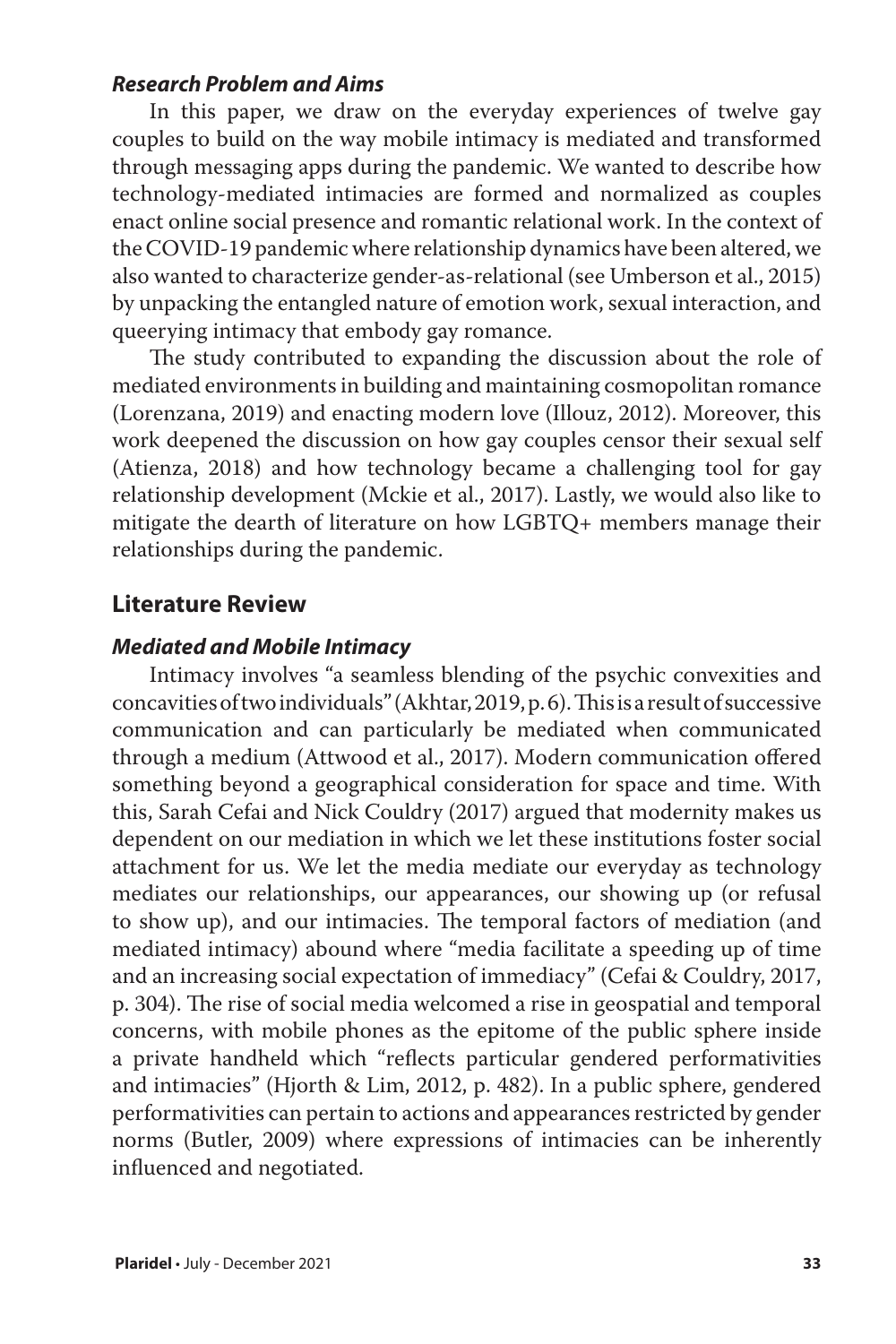### *Research Problem and Aims*

In this paper, we draw on the everyday experiences of twelve gay couples to build on the way mobile intimacy is mediated and transformed through messaging apps during the pandemic. We wanted to describe how technology-mediated intimacies are formed and normalized as couples enact online social presence and romantic relational work. In the context of the COVID-19 pandemic where relationship dynamics have been altered, we also wanted to characterize gender-as-relational (see Umberson et al., 2015) by unpacking the entangled nature of emotion work, sexual interaction, and queerying intimacy that embody gay romance.

The study contributed to expanding the discussion about the role of mediated environments in building and maintaining cosmopolitan romance (Lorenzana, 2019) and enacting modern love (Illouz, 2012). Moreover, this work deepened the discussion on how gay couples censor their sexual self (Atienza, 2018) and how technology became a challenging tool for gay relationship development (Mckie et al., 2017). Lastly, we would also like to mitigate the dearth of literature on how LGBTQ+ members manage their relationships during the pandemic.

## Literature Review

### *Mediated and Mobile Intimacy*

Intimacy involves "a seamless blending of the psychic convexities and concavities of two individuals" (Akhtar, 2019, p. 6). This is a result of successive communication and can particularly be mediated when communicated through a medium (Attwood et al., 2017). Modern communication offered something beyond a geographical consideration for space and time. With this, Sarah Cefai and Nick Couldry (2017) argued that modernity makes us dependent on our mediation in which we let these institutions foster social attachment for us. We let the media mediate our everyday as technology mediates our relationships, our appearances, our showing up (or refusal to show up), and our intimacies. The temporal factors of mediation (and mediated intimacy) abound where "media facilitate a speeding up of time and an increasing social expectation of immediacy" (Cefai & Couldry, 2017, p. 304). The rise of social media welcomed a rise in geospatial and temporal concerns, with mobile phones as the epitome of the public sphere inside a private handheld which "reflects particular gendered performativities and intimacies" (Hjorth & Lim, 2012, p. 482). In a public sphere, gendered performativities can pertain to actions and appearances restricted by gender norms (Butler, 2009) where expressions of intimacies can be inherently influenced and negotiated.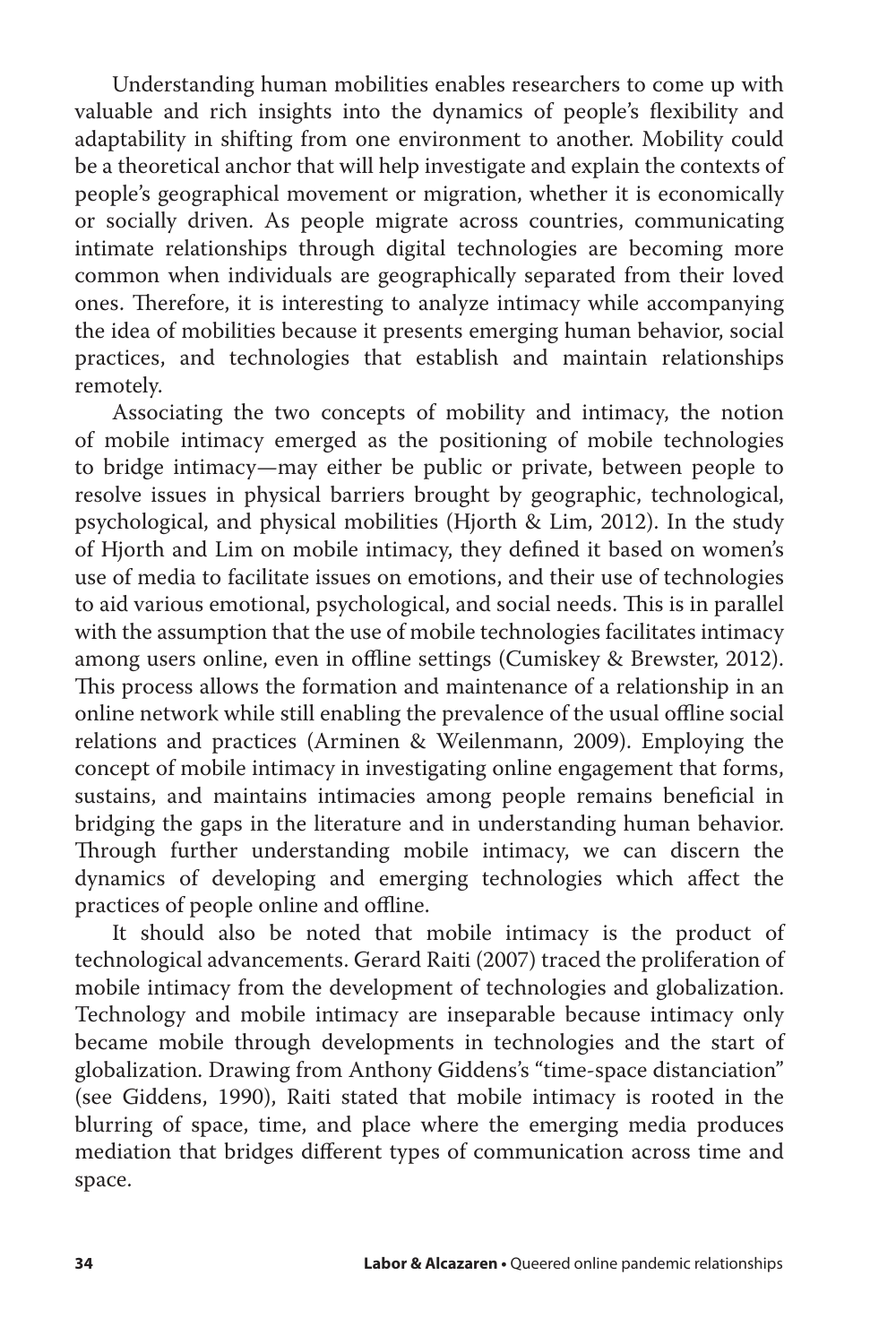Understanding human mobilities enables researchers to come up with valuable and rich insights into the dynamics of people's flexibility and adaptability in shifting from one environment to another. Mobility could be a theoretical anchor that will help investigate and explain the contexts of people's geographical movement or migration, whether it is economically or socially driven. As people migrate across countries, communicating intimate relationships through digital technologies are becoming more common when individuals are geographically separated from their loved ones. Therefore, it is interesting to analyze intimacy while accompanying the idea of mobilities because it presents emerging human behavior, social practices, and technologies that establish and maintain relationships remotely.

Associating the two concepts of mobility and intimacy, the notion of mobile intimacy emerged as the positioning of mobile technologies to bridge intimacy—may either be public or private, between people to resolve issues in physical barriers brought by geographic, technological, psychological, and physical mobilities (Hjorth & Lim, 2012). In the study of Hjorth and Lim on mobile intimacy, they defined it based on women's use of media to facilitate issues on emotions, and their use of technologies to aid various emotional, psychological, and social needs. This is in parallel with the assumption that the use of mobile technologies facilitates intimacy among users online, even in offline settings (Cumiskey & Brewster, 2012). This process allows the formation and maintenance of a relationship in an online network while still enabling the prevalence of the usual offline social relations and practices (Arminen & Weilenmann, 2009). Employing the concept of mobile intimacy in investigating online engagement that forms, sustains, and maintains intimacies among people remains beneficial in bridging the gaps in the literature and in understanding human behavior. Through further understanding mobile intimacy, we can discern the dynamics of developing and emerging technologies which affect the practices of people online and offline.

It should also be noted that mobile intimacy is the product of technological advancements. Gerard Raiti (2007) traced the proliferation of mobile intimacy from the development of technologies and globalization. Technology and mobile intimacy are inseparable because intimacy only became mobile through developments in technologies and the start of globalization. Drawing from Anthony Giddens's "time-space distanciation" (see Giddens, 1990), Raiti stated that mobile intimacy is rooted in the blurring of space, time, and place where the emerging media produces mediation that bridges different types of communication across time and space.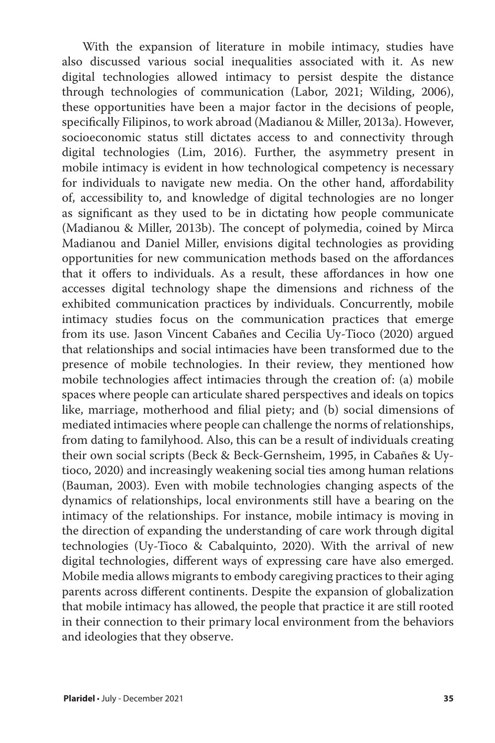With the expansion of literature in mobile intimacy, studies have also discussed various social inequalities associated with it. As new digital technologies allowed intimacy to persist despite the distance through technologies of communication (Labor, 2021; Wilding, 2006), these opportunities have been a major factor in the decisions of people, specifically Filipinos, to work abroad (Madianou & Miller, 2013a). However, socioeconomic status still dictates access to and connectivity through digital technologies (Lim, 2016). Further, the asymmetry present in mobile intimacy is evident in how technological competency is necessary for individuals to navigate new media. On the other hand, affordability of, accessibility to, and knowledge of digital technologies are no longer as significant as they used to be in dictating how people communicate (Madianou & Miller, 2013b). The concept of polymedia, coined by Mirca Madianou and Daniel Miller, envisions digital technologies as providing opportunities for new communication methods based on the affordances that it offers to individuals. As a result, these affordances in how one accesses digital technology shape the dimensions and richness of the exhibited communication practices by individuals. Concurrently, mobile intimacy studies focus on the communication practices that emerge from its use. Jason Vincent Cabañes and Cecilia Uy-Tioco (2020) argued that relationships and social intimacies have been transformed due to the presence of mobile technologies. In their review, they mentioned how mobile technologies affect intimacies through the creation of: (a) mobile spaces where people can articulate shared perspectives and ideals on topics like, marriage, motherhood and filial piety; and (b) social dimensions of mediated intimacies where people can challenge the norms of relationships, from dating to familyhood. Also, this can be a result of individuals creating their own social scripts (Beck & Beck-Gernsheim, 1995, in Cabañes & Uy-tioco, 2020) and increasingly weakening social ties among human relations (Bauman, 2003). Even with mobile technologies changing aspects of the dynamics of relationships, local environments still have a bearing on the intimacy of the relationships. For instance, mobile intimacy is moving in the direction of expanding the understanding of care work through digital technologies (Uy-Tioco & Cabalquinto, 2020). With the arrival of new digital technologies, different ways of expressing care have also emerged. Mobile media allows migrants to embody caregiving practices to their aging parents across different continents. Despite the expansion of globalization that mobile intimacy has allowed, the people that practice it are still rooted in their connection to their primary local environment from the behaviors and ideologies that they observe.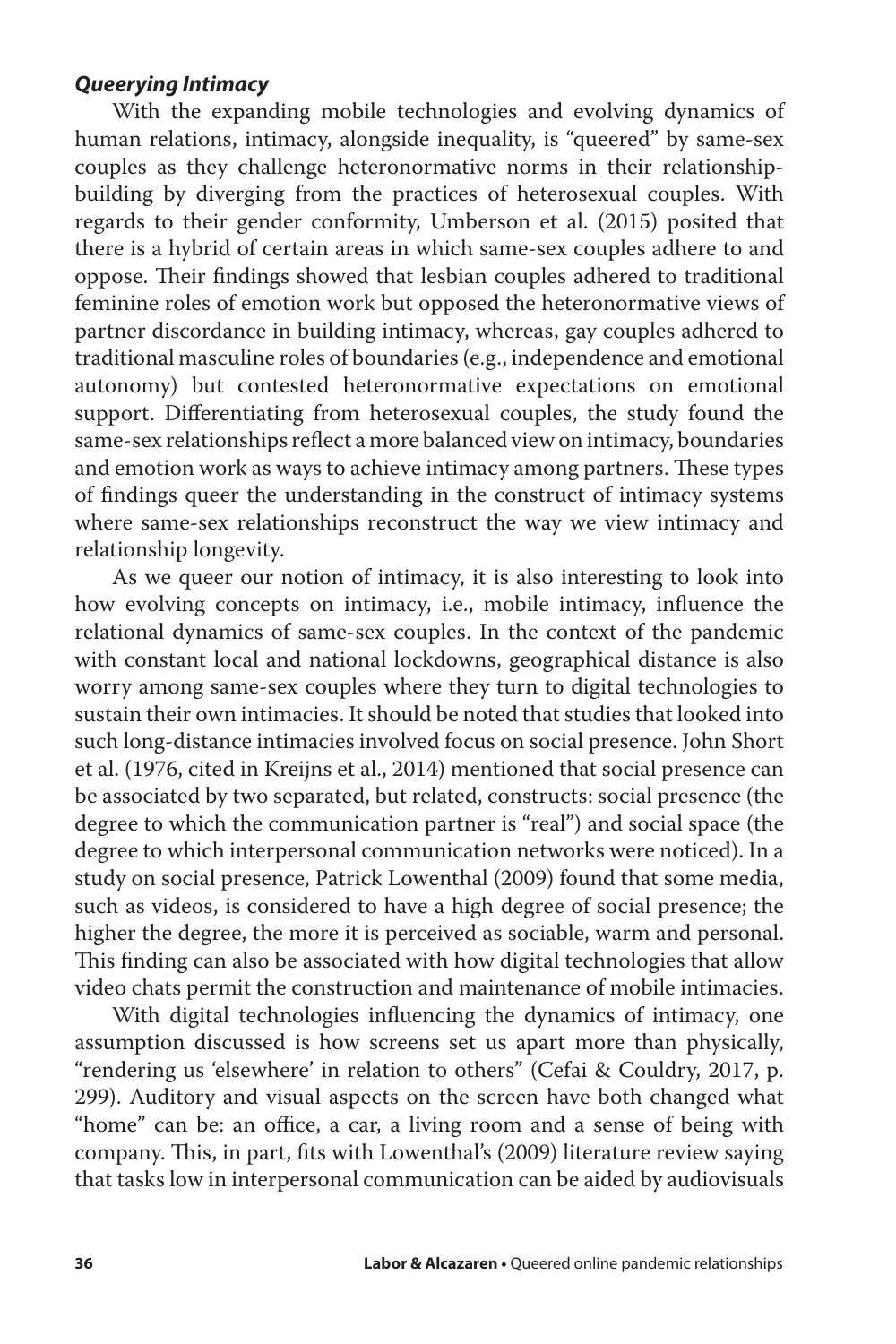***Queerying Intimacy***

With the expanding mobile technologies and evolving dynamics of human relations, intimacy, alongside inequality, is "queered" by same-sex couples as they challenge heteronormative norms in their relationship-building by diverging from the practices of heterosexual couples. With regards to their gender conformity, Umberson et al. (2015) posited that there is a hybrid of certain areas in which same-sex couples adhere to and oppose. Their findings showed that lesbian couples adhered to traditional feminine roles of emotion work but opposed the heteronormative views of partner discordance in building intimacy, whereas, gay couples adhered to traditional masculine roles of boundaries (e.g., independence and emotional autonomy) but contested heteronormative expectations on emotional support. Differentiating from heterosexual couples, the study found the same-sex relationships reflect a more balanced view on intimacy, boundaries and emotion work as ways to achieve intimacy among partners. These types of findings queer the understanding in the construct of intimacy systems where same-sex relationships reconstruct the way we view intimacy and relationship longevity.

As we queer our notion of intimacy, it is also interesting to look into how evolving concepts on intimacy, i.e., mobile intimacy, influence the relational dynamics of same-sex couples. In the context of the pandemic with constant local and national lockdowns, geographical distance is also worry among same-sex couples where they turn to digital technologies to sustain their own intimacies. It should be noted that studies that looked into such long-distance intimacies involved focus on social presence. John Short et al. (1976, cited in Kreijns et al., 2014) mentioned that social presence can be associated by two separated, but related, constructs: social presence (the degree to which the communication partner is "real") and social space (the degree to which interpersonal communication networks were noticed). In a study on social presence, Patrick Lowenthal (2009) found that some media, such as videos, is considered to have a high degree of social presence; the higher the degree, the more it is perceived as sociable, warm and personal. This finding can also be associated with how digital technologies that allow video chats permit the construction and maintenance of mobile intimacies.

With digital technologies influencing the dynamics of intimacy, one assumption discussed is how screens set us apart more than physically, "rendering us 'elsewhere' in relation to others" (Cefai & Couldry, 2017, p. 299). Auditory and visual aspects on the screen have both changed what "home" can be: an office, a car, a living room and a sense of being with company. This, in part, fits with Lowenthal's (2009) literature review saying that tasks low in interpersonal communication can be aided by audiovisuals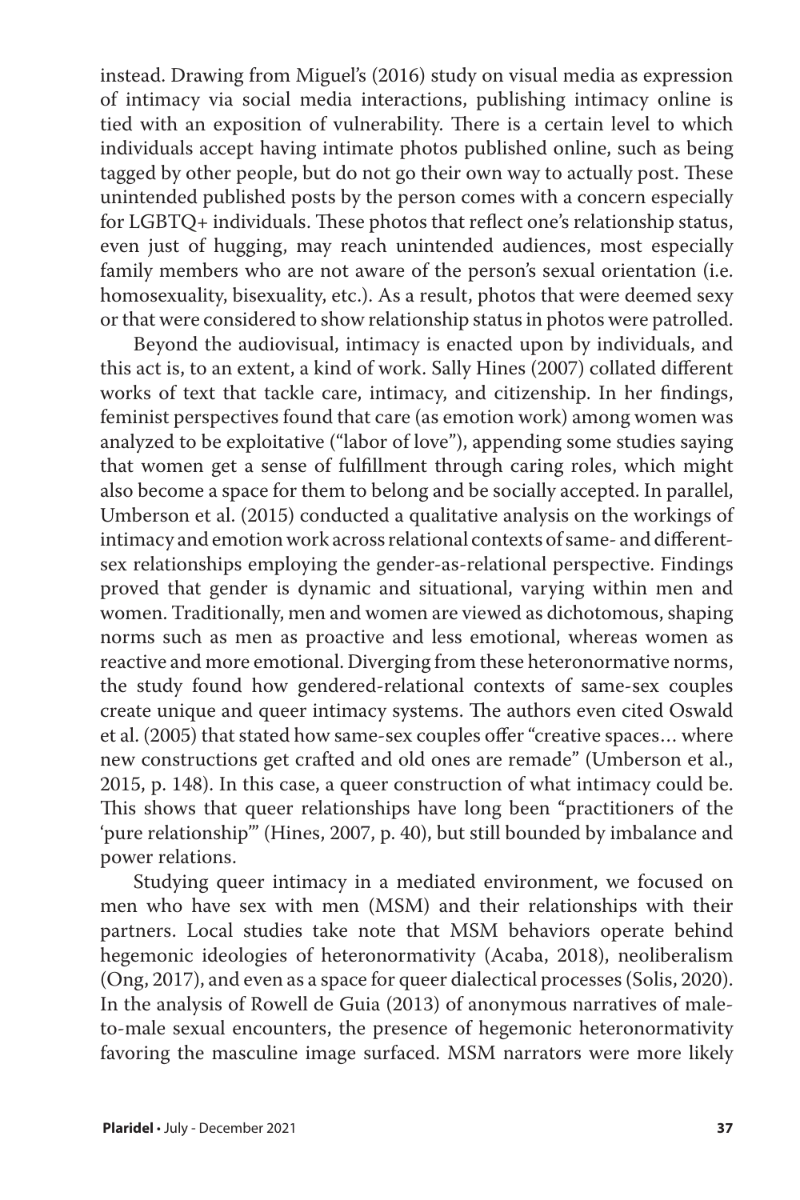instead. Drawing from Miguel's (2016) study on visual media as expression of intimacy via social media interactions, publishing intimacy online is tied with an exposition of vulnerability. There is a certain level to which individuals accept having intimate photos published online, such as being tagged by other people, but do not go their own way to actually post. These unintended published posts by the person comes with a concern especially for LGBTQ+ individuals. These photos that reflect one's relationship status, even just of hugging, may reach unintended audiences, most especially family members who are not aware of the person's sexual orientation (i.e. homosexuality, bisexuality, etc.). As a result, photos that were deemed sexy or that were considered to show relationship status in photos were patrolled.

Beyond the audiovisual, intimacy is enacted upon by individuals, and this act is, to an extent, a kind of work. Sally Hines (2007) collated different works of text that tackle care, intimacy, and citizenship. In her findings, feminist perspectives found that care (as emotion work) among women was analyzed to be exploitative ("labor of love"), appending some studies saying that women get a sense of fulfillment through caring roles, which might also become a space for them to belong and be socially accepted. In parallel, Umberson et al. (2015) conducted a qualitative analysis on the workings of intimacy and emotion work across relational contexts of same- and different-sex relationships employing the gender-as-relational perspective. Findings proved that gender is dynamic and situational, varying within men and women. Traditionally, men and women are viewed as dichotomous, shaping norms such as men as proactive and less emotional, whereas women as reactive and more emotional. Diverging from these heteronormative norms, the study found how gendered-relational contexts of same-sex couples create unique and queer intimacy systems. The authors even cited Oswald et al. (2005) that stated how same-sex couples offer "creative spaces… where new constructions get crafted and old ones are remade" (Umberson et al., 2015, p. 148). In this case, a queer construction of what intimacy could be. This shows that queer relationships have long been "practitioners of the 'pure relationship'" (Hines, 2007, p. 40), but still bounded by imbalance and power relations.

Studying queer intimacy in a mediated environment, we focused on men who have sex with men (MSM) and their relationships with their partners. Local studies take note that MSM behaviors operate behind hegemonic ideologies of heteronormativity (Acaba, 2018), neoliberalism (Ong, 2017), and even as a space for queer dialectical processes (Solis, 2020). In the analysis of Rowell de Guia (2013) of anonymous narratives of male-to-male sexual encounters, the presence of hegemonic heteronormativity favoring the masculine image surfaced. MSM narrators were more likely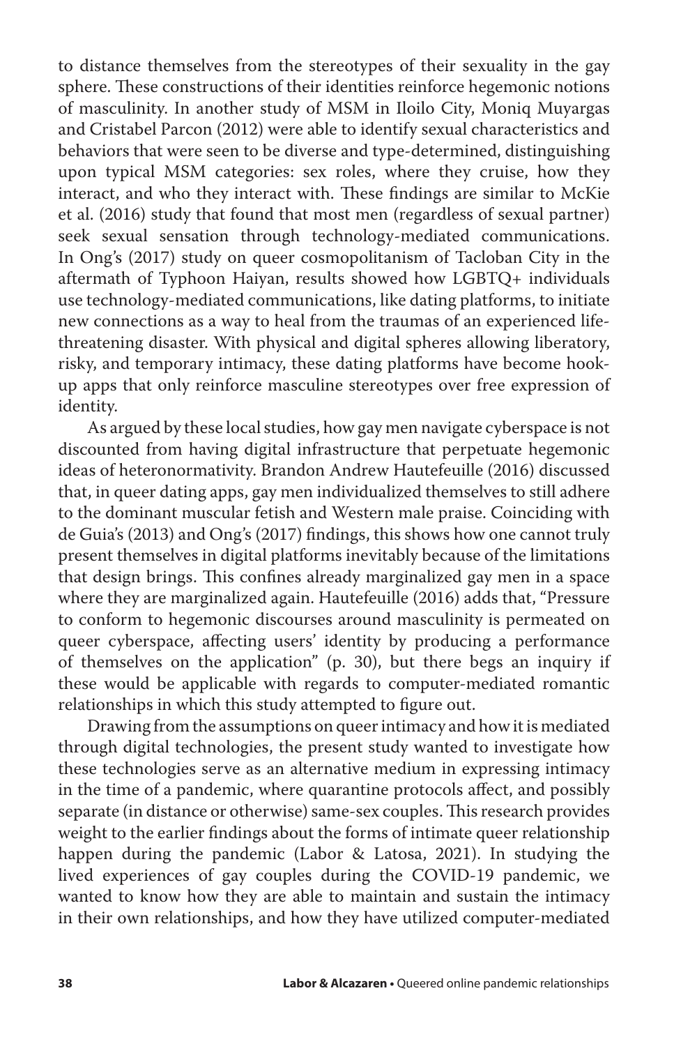to distance themselves from the stereotypes of their sexuality in the gay sphere. These constructions of their identities reinforce hegemonic notions of masculinity. In another study of MSM in Iloilo City, Moniq Muyargas and Cristabel Parcon (2012) were able to identify sexual characteristics and behaviors that were seen to be diverse and type-determined, distinguishing upon typical MSM categories: sex roles, where they cruise, how they interact, and who they interact with. These findings are similar to McKie et al. (2016) study that found that most men (regardless of sexual partner) seek sexual sensation through technology-mediated communications. In Ong's (2017) study on queer cosmopolitanism of Tacloban City in the aftermath of Typhoon Haiyan, results showed how LGBTQ+ individuals use technology-mediated communications, like dating platforms, to initiate new connections as a way to heal from the traumas of an experienced life-threatening disaster. With physical and digital spheres allowing liberatory, risky, and temporary intimacy, these dating platforms have become hook-up apps that only reinforce masculine stereotypes over free expression of identity.

As argued by these local studies, how gay men navigate cyberspace is not discounted from having digital infrastructure that perpetuate hegemonic ideas of heteronormativity. Brandon Andrew Hautefeuille (2016) discussed that, in queer dating apps, gay men individualized themselves to still adhere to the dominant muscular fetish and Western male praise. Coinciding with de Guia's (2013) and Ong's (2017) findings, this shows how one cannot truly present themselves in digital platforms inevitably because of the limitations that design brings. This confines already marginalized gay men in a space where they are marginalized again. Hautefeuille (2016) adds that, "Pressure to conform to hegemonic discourses around masculinity is permeated on queer cyberspace, affecting users' identity by producing a performance of themselves on the application" (p. 30), but there begs an inquiry if these would be applicable with regards to computer-mediated romantic relationships in which this study attempted to figure out.

Drawing from the assumptions on queer intimacy and how it is mediated through digital technologies, the present study wanted to investigate how these technologies serve as an alternative medium in expressing intimacy in the time of a pandemic, where quarantine protocols affect, and possibly separate (in distance or otherwise) same-sex couples. This research provides weight to the earlier findings about the forms of intimate queer relationship happen during the pandemic (Labor & Latosa, 2021). In studying the lived experiences of gay couples during the COVID-19 pandemic, we wanted to know how they are able to maintain and sustain the intimacy in their own relationships, and how they have utilized computer-mediated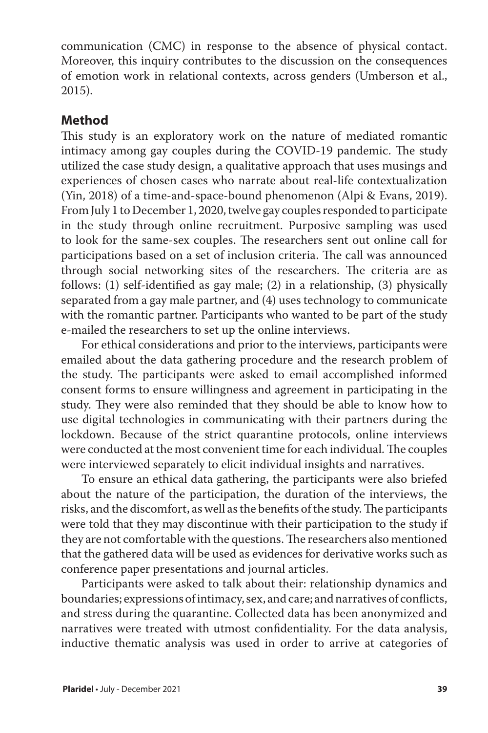communication (CMC) in response to the absence of physical contact. Moreover, this inquiry contributes to the discussion on the consequences of emotion work in relational contexts, across genders (Umberson et al., 2015).

## Method

This study is an exploratory work on the nature of mediated romantic intimacy among gay couples during the COVID-19 pandemic. The study utilized the case study design, a qualitative approach that uses musings and experiences of chosen cases who narrate about real-life contextualization (Yin, 2018) of a time-and-space-bound phenomenon (Alpi & Evans, 2019). From July 1 to December 1, 2020, twelve gay couples responded to participate in the study through online recruitment. Purposive sampling was used to look for the same-sex couples. The researchers sent out online call for participations based on a set of inclusion criteria. The call was announced through social networking sites of the researchers. The criteria are as follows: (1) self-identified as gay male; (2) in a relationship, (3) physically separated from a gay male partner, and (4) uses technology to communicate with the romantic partner. Participants who wanted to be part of the study e-mailed the researchers to set up the online interviews.

For ethical considerations and prior to the interviews, participants were emailed about the data gathering procedure and the research problem of the study. The participants were asked to email accomplished informed consent forms to ensure willingness and agreement in participating in the study. They were also reminded that they should be able to know how to use digital technologies in communicating with their partners during the lockdown. Because of the strict quarantine protocols, online interviews were conducted at the most convenient time for each individual. The couples were interviewed separately to elicit individual insights and narratives.

To ensure an ethical data gathering, the participants were also briefed about the nature of the participation, the duration of the interviews, the risks, and the discomfort, as well as the benefits of the study. The participants were told that they may discontinue with their participation to the study if they are not comfortable with the questions. The researchers also mentioned that the gathered data will be used as evidences for derivative works such as conference paper presentations and journal articles.

Participants were asked to talk about their: relationship dynamics and boundaries; expressions of intimacy, sex, and care; and narratives of conflicts, and stress during the quarantine. Collected data has been anonymized and narratives were treated with utmost confidentiality. For the data analysis, inductive thematic analysis was used in order to arrive at categories of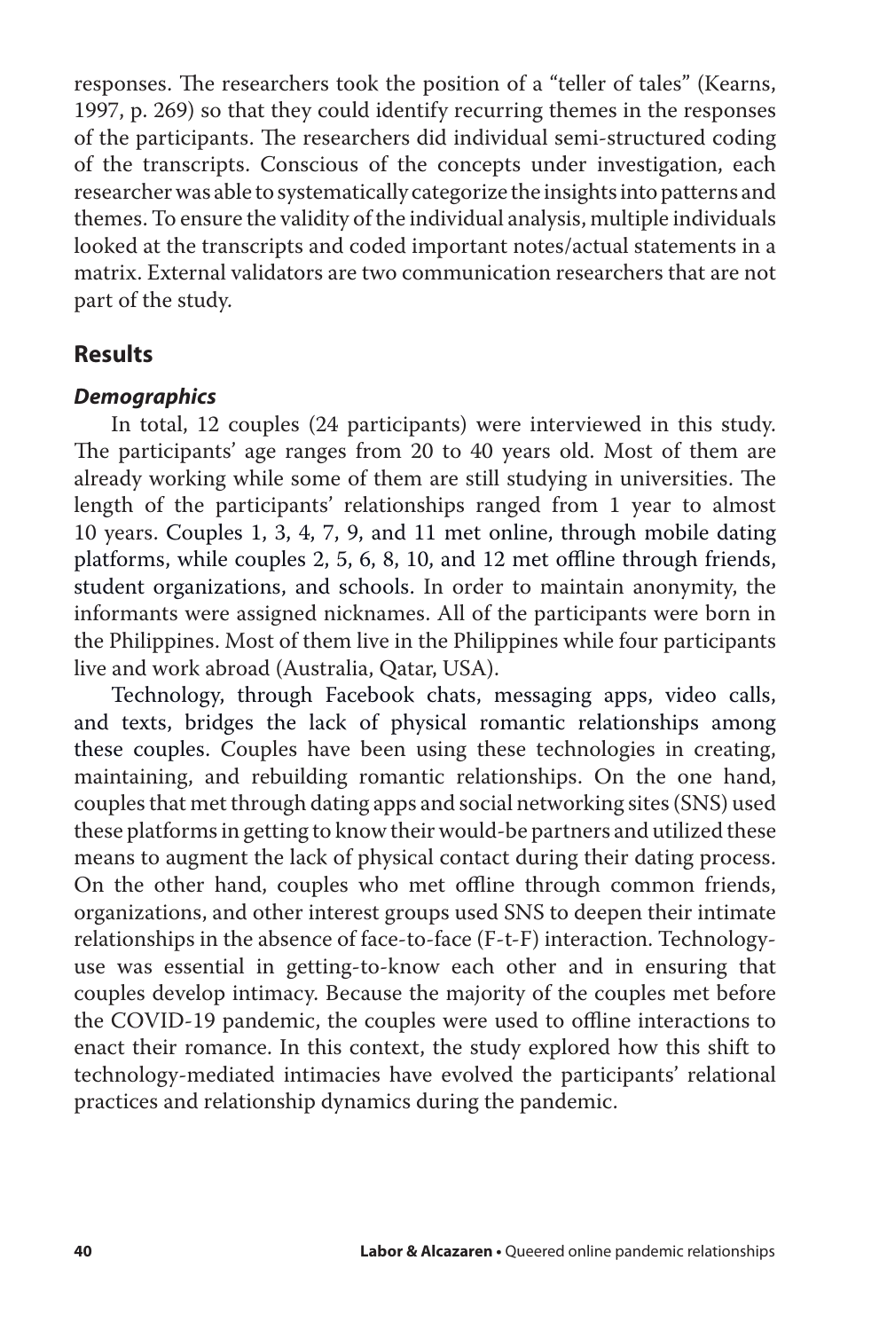responses. The researchers took the position of a "teller of tales" (Kearns, 1997, p. 269) so that they could identify recurring themes in the responses of the participants. The researchers did individual semi-structured coding of the transcripts. Conscious of the concepts under investigation, each researcher was able to systematically categorize the insights into patterns and themes. To ensure the validity of the individual analysis, multiple individuals looked at the transcripts and coded important notes/actual statements in a matrix. External validators are two communication researchers that are not part of the study.

## Results

### *Demographics*

In total, 12 couples (24 participants) were interviewed in this study. The participants' age ranges from 20 to 40 years old. Most of them are already working while some of them are still studying in universities. The length of the participants' relationships ranged from 1 year to almost 10 years. Couples 1, 3, 4, 7, 9, and 11 met online, through mobile dating platforms, while couples 2, 5, 6, 8, 10, and 12 met offline through friends, student organizations, and schools. In order to maintain anonymity, the informants were assigned nicknames. All of the participants were born in the Philippines. Most of them live in the Philippines while four participants live and work abroad (Australia, Qatar, USA).

Technology, through Facebook chats, messaging apps, video calls, and texts, bridges the lack of physical romantic relationships among these couples. Couples have been using these technologies in creating, maintaining, and rebuilding romantic relationships. On the one hand, couples that met through dating apps and social networking sites (SNS) used these platforms in getting to know their would-be partners and utilized these means to augment the lack of physical contact during their dating process. On the other hand, couples who met offline through common friends, organizations, and other interest groups used SNS to deepen their intimate relationships in the absence of face-to-face (F-t-F) interaction. Technology-use was essential in getting-to-know each other and in ensuring that couples develop intimacy. Because the majority of the couples met before the COVID-19 pandemic, the couples were used to offline interactions to enact their romance. In this context, the study explored how this shift to technology-mediated intimacies have evolved the participants' relational practices and relationship dynamics during the pandemic.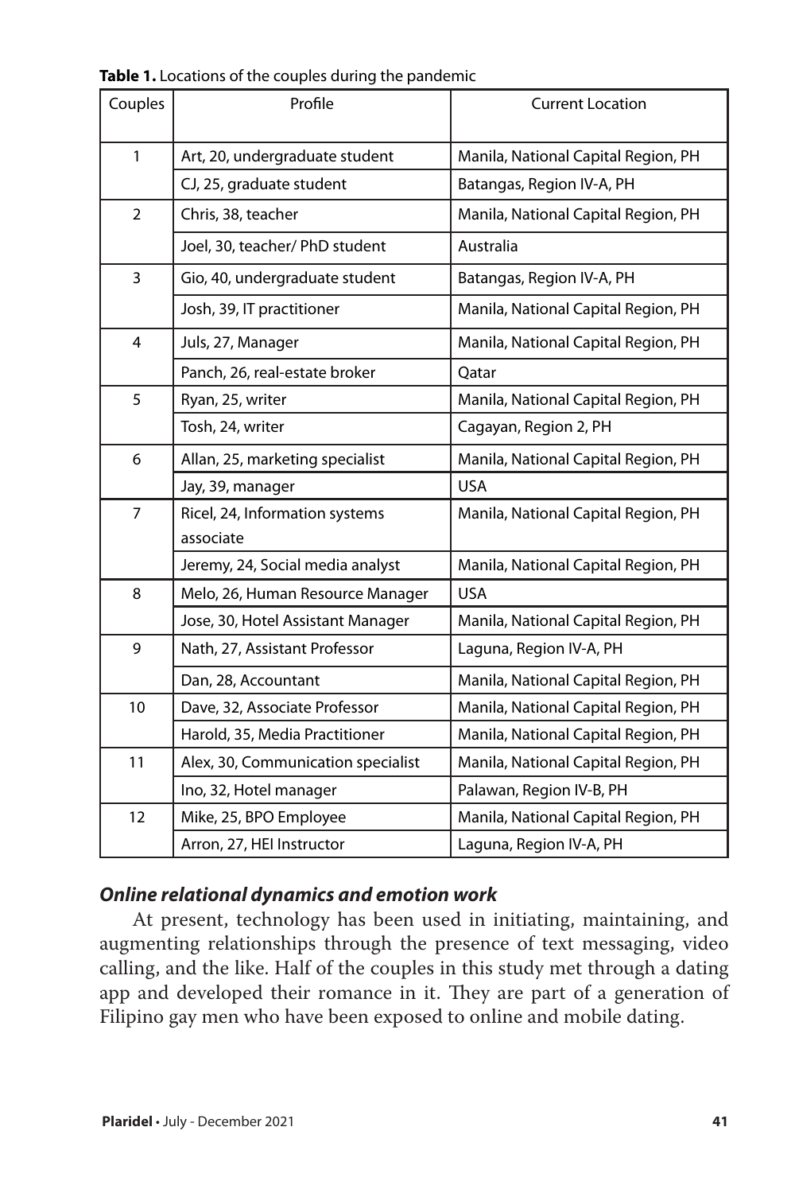**Table 1.** Locations of the couples during the pandemic

| Couples | Profile | Current Location |
|---|---|---|
| 1 | Art, 20, undergraduate student | Manila, National Capital Region, PH |
| | CJ, 25, graduate student | Batangas, Region IV-A, PH |
| 2 | Chris, 38, teacher | Manila, National Capital Region, PH |
| | Joel, 30, teacher/ PhD student | Australia |
| 3 | Gio, 40, undergraduate student | Batangas, Region IV-A, PH |
| | Josh, 39, IT practitioner | Manila, National Capital Region, PH |
| 4 | Juls, 27, Manager | Manila, National Capital Region, PH |
| | Panch, 26, real-estate broker | Qatar |
| 5 | Ryan, 25, writer | Manila, National Capital Region, PH |
| | Tosh, 24, writer | Cagayan, Region 2, PH |
| 6 | Allan, 25, marketing specialist | Manila, National Capital Region, PH |
| | Jay, 39, manager | USA |
| 7 | Ricel, 24, Information systems associate | Manila, National Capital Region, PH |
| | Jeremy, 24, Social media analyst | Manila, National Capital Region, PH |
| 8 | Melo, 26, Human Resource Manager | USA |
| | Jose, 30, Hotel Assistant Manager | Manila, National Capital Region, PH |
| 9 | Nath, 27, Assistant Professor | Laguna, Region IV-A, PH |
| | Dan, 28, Accountant | Manila, National Capital Region, PH |
| 10 | Dave, 32, Associate Professor | Manila, National Capital Region, PH |
| | Harold, 35, Media Practitioner | Manila, National Capital Region, PH |
| 11 | Alex, 30, Communication specialist | Manila, National Capital Region, PH |
| | Ino, 32, Hotel manager | Palawan, Region IV-B, PH |
| 12 | Mike, 25, BPO Employee | Manila, National Capital Region, PH |
| | Arron, 27, HEI Instructor | Laguna, Region IV-A, PH |

### *Online relational dynamics and emotion work*

At present, technology has been used in initiating, maintaining, and augmenting relationships through the presence of text messaging, video calling, and the like. Half of the couples in this study met through a dating app and developed their romance in it. They are part of a generation of Filipino gay men who have been exposed to online and mobile dating.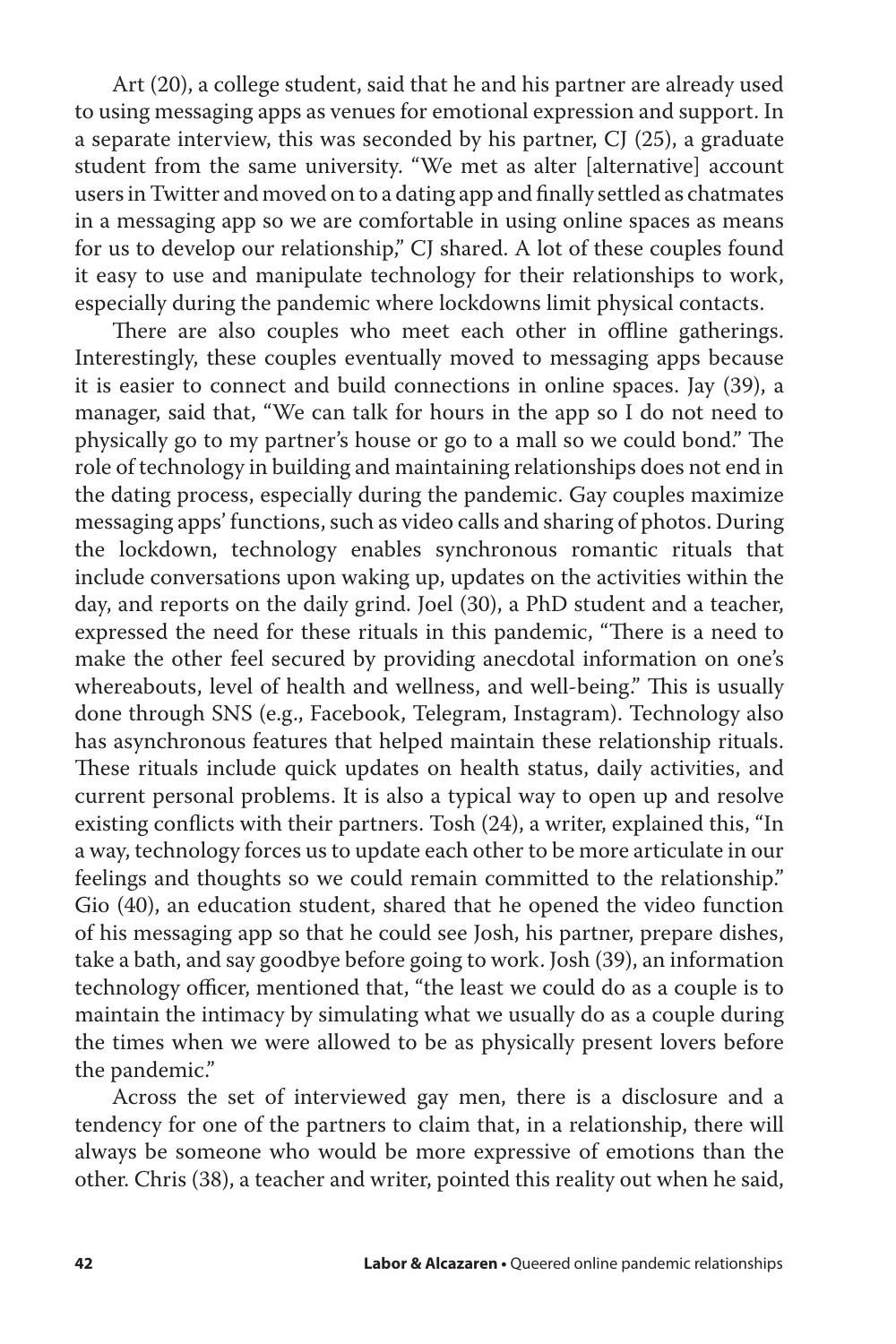Art (20), a college student, said that he and his partner are already used to using messaging apps as venues for emotional expression and support. In a separate interview, this was seconded by his partner, CJ (25), a graduate student from the same university. "We met as alter [alternative] account users in Twitter and moved on to a dating app and finally settled as chatmates in a messaging app so we are comfortable in using online spaces as means for us to develop our relationship," CJ shared. A lot of these couples found it easy to use and manipulate technology for their relationships to work, especially during the pandemic where lockdowns limit physical contacts.

There are also couples who meet each other in offline gatherings. Interestingly, these couples eventually moved to messaging apps because it is easier to connect and build connections in online spaces. Jay (39), a manager, said that, "We can talk for hours in the app so I do not need to physically go to my partner's house or go to a mall so we could bond." The role of technology in building and maintaining relationships does not end in the dating process, especially during the pandemic. Gay couples maximize messaging apps' functions, such as video calls and sharing of photos. During the lockdown, technology enables synchronous romantic rituals that include conversations upon waking up, updates on the activities within the day, and reports on the daily grind. Joel (30), a PhD student and a teacher, expressed the need for these rituals in this pandemic, "There is a need to make the other feel secured by providing anecdotal information on one's whereabouts, level of health and wellness, and well-being." This is usually done through SNS (e.g., Facebook, Telegram, Instagram). Technology also has asynchronous features that helped maintain these relationship rituals. These rituals include quick updates on health status, daily activities, and current personal problems. It is also a typical way to open up and resolve existing conflicts with their partners. Tosh (24), a writer, explained this, "In a way, technology forces us to update each other to be more articulate in our feelings and thoughts so we could remain committed to the relationship." Gio (40), an education student, shared that he opened the video function of his messaging app so that he could see Josh, his partner, prepare dishes, take a bath, and say goodbye before going to work. Josh (39), an information technology officer, mentioned that, "the least we could do as a couple is to maintain the intimacy by simulating what we usually do as a couple during the times when we were allowed to be as physically present lovers before the pandemic."

Across the set of interviewed gay men, there is a disclosure and a tendency for one of the partners to claim that, in a relationship, there will always be someone who would be more expressive of emotions than the other. Chris (38), a teacher and writer, pointed this reality out when he said,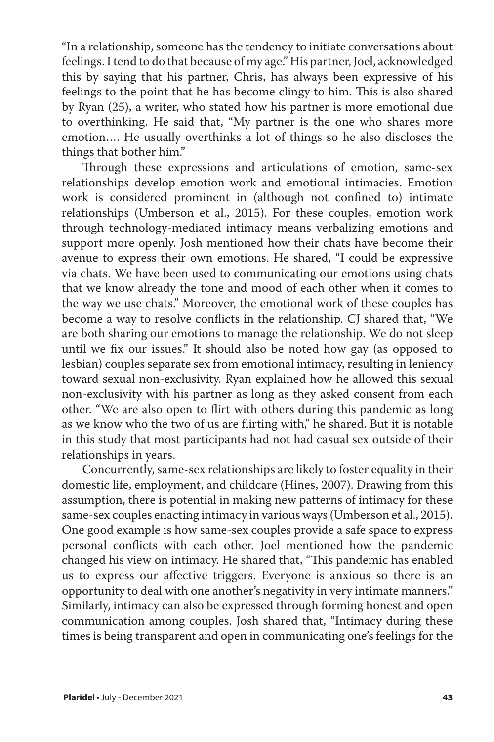"In a relationship, someone has the tendency to initiate conversations about feelings. I tend to do that because of my age." His partner, Joel, acknowledged this by saying that his partner, Chris, has always been expressive of his feelings to the point that he has become clingy to him. This is also shared by Ryan (25), a writer, who stated how his partner is more emotional due to overthinking. He said that, "My partner is the one who shares more emotion…. He usually overthinks a lot of things so he also discloses the things that bother him."

Through these expressions and articulations of emotion, same-sex relationships develop emotion work and emotional intimacies. Emotion work is considered prominent in (although not confined to) intimate relationships (Umberson et al., 2015). For these couples, emotion work through technology-mediated intimacy means verbalizing emotions and support more openly. Josh mentioned how their chats have become their avenue to express their own emotions. He shared, "I could be expressive via chats. We have been used to communicating our emotions using chats that we know already the tone and mood of each other when it comes to the way we use chats." Moreover, the emotional work of these couples has become a way to resolve conflicts in the relationship. CJ shared that, "We are both sharing our emotions to manage the relationship. We do not sleep until we fix our issues." It should also be noted how gay (as opposed to lesbian) couples separate sex from emotional intimacy, resulting in leniency toward sexual non-exclusivity. Ryan explained how he allowed this sexual non-exclusivity with his partner as long as they asked consent from each other. "We are also open to flirt with others during this pandemic as long as we know who the two of us are flirting with," he shared. But it is notable in this study that most participants had not had casual sex outside of their relationships in years.

Concurrently, same-sex relationships are likely to foster equality in their domestic life, employment, and childcare (Hines, 2007). Drawing from this assumption, there is potential in making new patterns of intimacy for these same-sex couples enacting intimacy in various ways (Umberson et al., 2015). One good example is how same-sex couples provide a safe space to express personal conflicts with each other. Joel mentioned how the pandemic changed his view on intimacy. He shared that, "This pandemic has enabled us to express our affective triggers. Everyone is anxious so there is an opportunity to deal with one another's negativity in very intimate manners." Similarly, intimacy can also be expressed through forming honest and open communication among couples. Josh shared that, "Intimacy during these times is being transparent and open in communicating one's feelings for the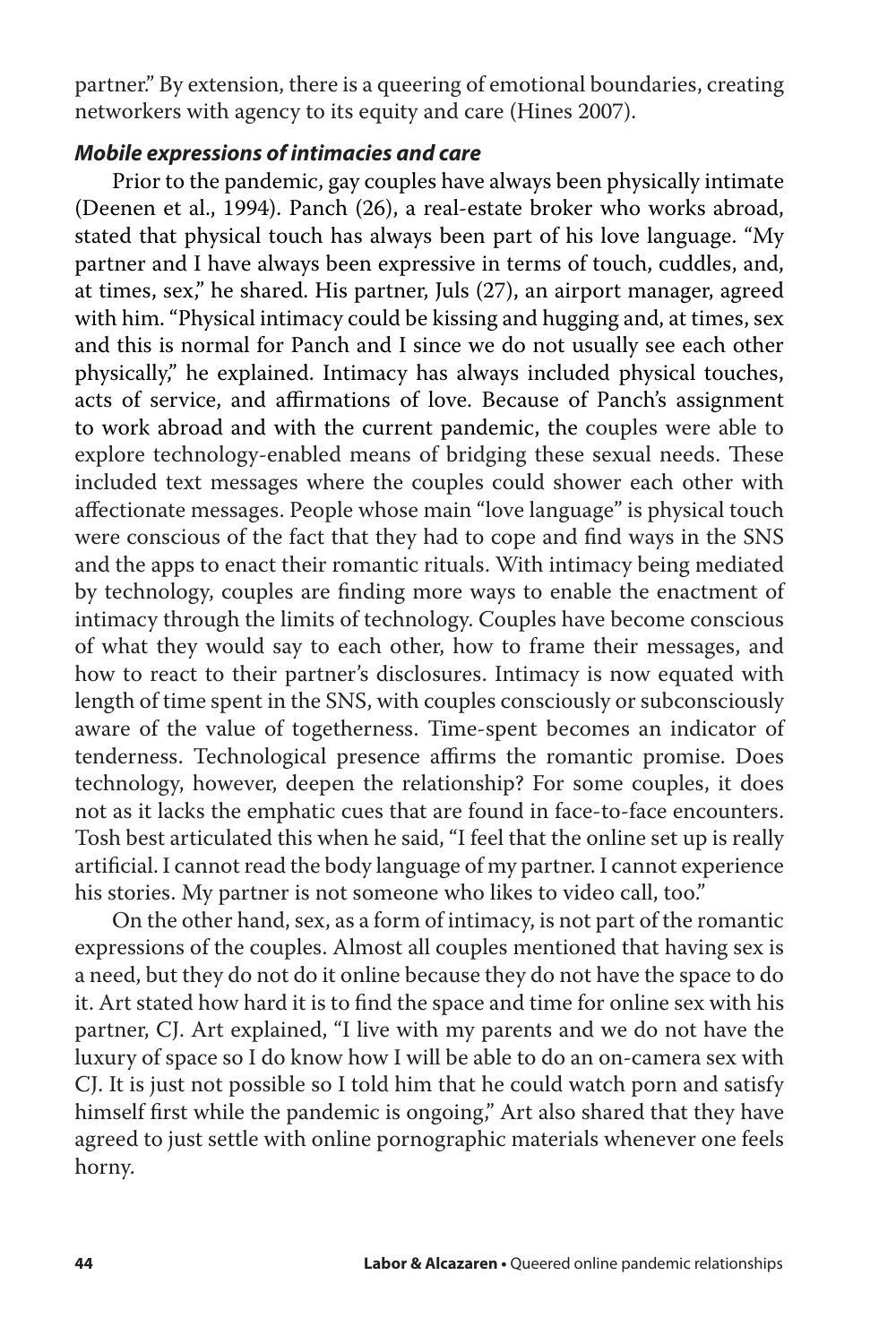partner." By extension, there is a queering of emotional boundaries, creating networkers with agency to its equity and care (Hines 2007).

### *Mobile expressions of intimacies and care*

Prior to the pandemic, gay couples have always been physically intimate (Deenen et al., 1994). Panch (26), a real-estate broker who works abroad, stated that physical touch has always been part of his love language. "My partner and I have always been expressive in terms of touch, cuddles, and, at times, sex," he shared. His partner, Juls (27), an airport manager, agreed with him. "Physical intimacy could be kissing and hugging and, at times, sex and this is normal for Panch and I since we do not usually see each other physically," he explained. Intimacy has always included physical touches, acts of service, and affirmations of love. Because of Panch's assignment to work abroad and with the current pandemic, the couples were able to explore technology-enabled means of bridging these sexual needs. These included text messages where the couples could shower each other with affectionate messages. People whose main "love language" is physical touch were conscious of the fact that they had to cope and find ways in the SNS and the apps to enact their romantic rituals. With intimacy being mediated by technology, couples are finding more ways to enable the enactment of intimacy through the limits of technology. Couples have become conscious of what they would say to each other, how to frame their messages, and how to react to their partner's disclosures. Intimacy is now equated with length of time spent in the SNS, with couples consciously or subconsciously aware of the value of togetherness. Time-spent becomes an indicator of tenderness. Technological presence affirms the romantic promise. Does technology, however, deepen the relationship? For some couples, it does not as it lacks the emphatic cues that are found in face-to-face encounters. Tosh best articulated this when he said, "I feel that the online set up is really artificial. I cannot read the body language of my partner. I cannot experience his stories. My partner is not someone who likes to video call, too."

On the other hand, sex, as a form of intimacy, is not part of the romantic expressions of the couples. Almost all couples mentioned that having sex is a need, but they do not do it online because they do not have the space to do it. Art stated how hard it is to find the space and time for online sex with his partner, CJ. Art explained, "I live with my parents and we do not have the luxury of space so I do know how I will be able to do an on-camera sex with CJ. It is just not possible so I told him that he could watch porn and satisfy himself first while the pandemic is ongoing," Art also shared that they have agreed to just settle with online pornographic materials whenever one feels horny.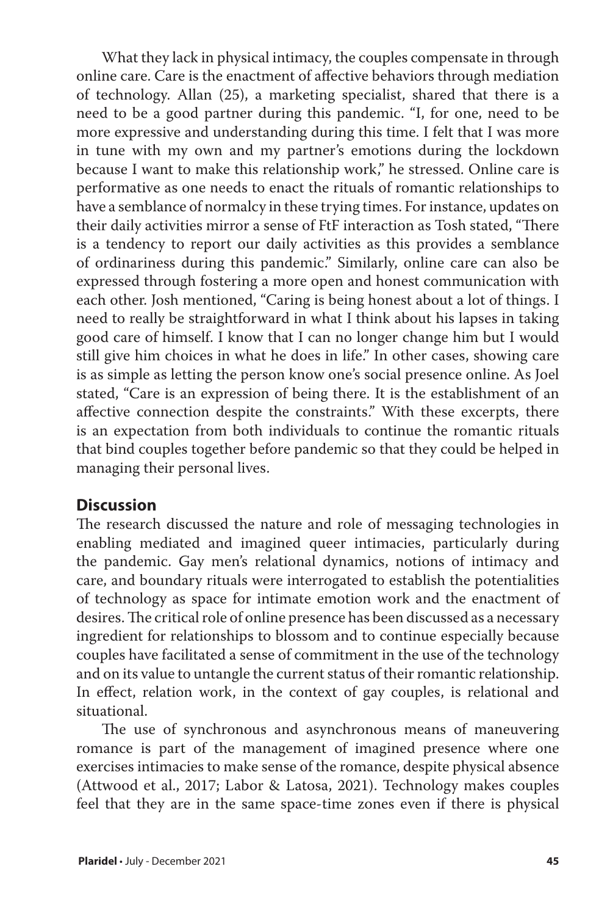What they lack in physical intimacy, the couples compensate in through online care. Care is the enactment of affective behaviors through mediation of technology. Allan (25), a marketing specialist, shared that there is a need to be a good partner during this pandemic. "I, for one, need to be more expressive and understanding during this time. I felt that I was more in tune with my own and my partner's emotions during the lockdown because I want to make this relationship work," he stressed. Online care is performative as one needs to enact the rituals of romantic relationships to have a semblance of normalcy in these trying times. For instance, updates on their daily activities mirror a sense of FtF interaction as Tosh stated, "There is a tendency to report our daily activities as this provides a semblance of ordinariness during this pandemic." Similarly, online care can also be expressed through fostering a more open and honest communication with each other. Josh mentioned, "Caring is being honest about a lot of things. I need to really be straightforward in what I think about his lapses in taking good care of himself. I know that I can no longer change him but I would still give him choices in what he does in life." In other cases, showing care is as simple as letting the person know one's social presence online. As Joel stated, "Care is an expression of being there. It is the establishment of an affective connection despite the constraints." With these excerpts, there is an expectation from both individuals to continue the romantic rituals that bind couples together before pandemic so that they could be helped in managing their personal lives.

## Discussion

The research discussed the nature and role of messaging technologies in enabling mediated and imagined queer intimacies, particularly during the pandemic. Gay men's relational dynamics, notions of intimacy and care, and boundary rituals were interrogated to establish the potentialities of technology as space for intimate emotion work and the enactment of desires. The critical role of online presence has been discussed as a necessary ingredient for relationships to blossom and to continue especially because couples have facilitated a sense of commitment in the use of the technology and on its value to untangle the current status of their romantic relationship. In effect, relation work, in the context of gay couples, is relational and situational.

The use of synchronous and asynchronous means of maneuvering romance is part of the management of imagined presence where one exercises intimacies to make sense of the romance, despite physical absence (Attwood et al., 2017; Labor & Latosa, 2021). Technology makes couples feel that they are in the same space-time zones even if there is physical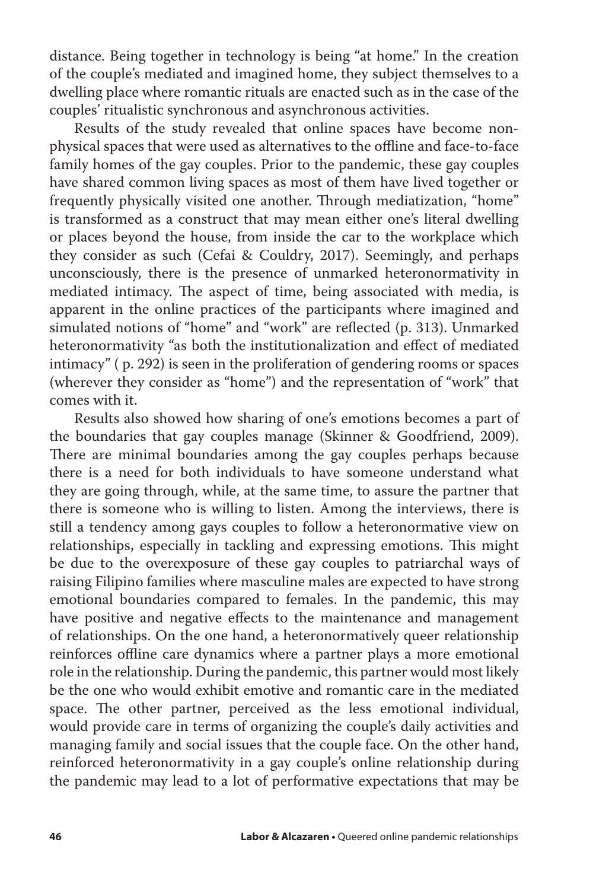distance. Being together in technology is being "at home." In the creation of the couple's mediated and imagined home, they subject themselves to a dwelling place where romantic rituals are enacted such as in the case of the couples' ritualistic synchronous and asynchronous activities.

Results of the study revealed that online spaces have become non-physical spaces that were used as alternatives to the offline and face-to-face family homes of the gay couples. Prior to the pandemic, these gay couples have shared common living spaces as most of them have lived together or frequently physically visited one another. Through mediatization, "home" is transformed as a construct that may mean either one's literal dwelling or places beyond the house, from inside the car to the workplace which they consider as such (Cefai & Couldry, 2017). Seemingly, and perhaps unconsciously, there is the presence of unmarked heteronormativity in mediated intimacy. The aspect of time, being associated with media, is apparent in the online practices of the participants where imagined and simulated notions of "home" and "work" are reflected (p. 313). Unmarked heteronormativity "as both the institutionalization and effect of mediated intimacy" ( p. 292) is seen in the proliferation of gendering rooms or spaces (wherever they consider as "home") and the representation of "work" that comes with it.

Results also showed how sharing of one's emotions becomes a part of the boundaries that gay couples manage (Skinner & Goodfriend, 2009). There are minimal boundaries among the gay couples perhaps because there is a need for both individuals to have someone understand what they are going through, while, at the same time, to assure the partner that there is someone who is willing to listen. Among the interviews, there is still a tendency among gays couples to follow a heteronormative view on relationships, especially in tackling and expressing emotions. This might be due to the overexposure of these gay couples to patriarchal ways of raising Filipino families where masculine males are expected to have strong emotional boundaries compared to females. In the pandemic, this may have positive and negative effects to the maintenance and management of relationships. On the one hand, a heteronormatively queer relationship reinforces offline care dynamics where a partner plays a more emotional role in the relationship. During the pandemic, this partner would most likely be the one who would exhibit emotive and romantic care in the mediated space. The other partner, perceived as the less emotional individual, would provide care in terms of organizing the couple's daily activities and managing family and social issues that the couple face. On the other hand, reinforced heteronormativity in a gay couple's online relationship during the pandemic may lead to a lot of performative expectations that may be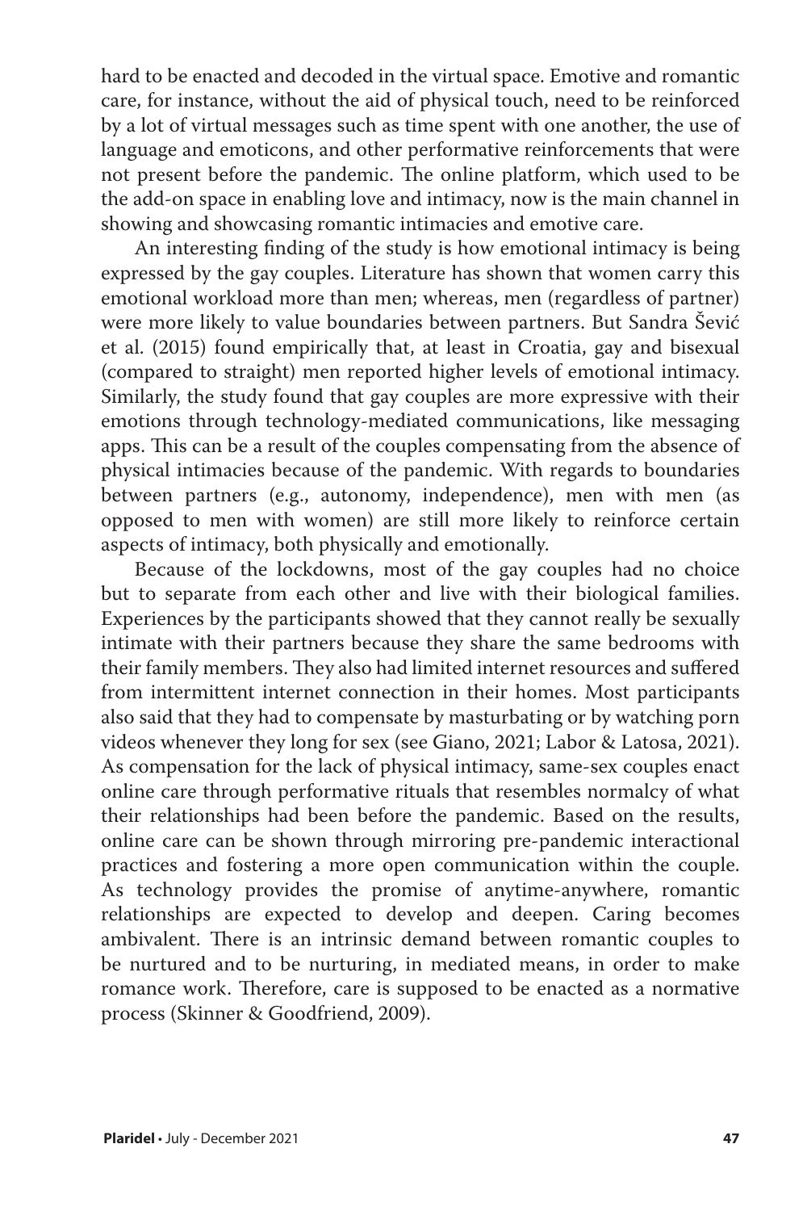hard to be enacted and decoded in the virtual space. Emotive and romantic care, for instance, without the aid of physical touch, need to be reinforced by a lot of virtual messages such as time spent with one another, the use of language and emoticons, and other performative reinforcements that were not present before the pandemic. The online platform, which used to be the add-on space in enabling love and intimacy, now is the main channel in showing and showcasing romantic intimacies and emotive care.

An interesting finding of the study is how emotional intimacy is being expressed by the gay couples. Literature has shown that women carry this emotional workload more than men; whereas, men (regardless of partner) were more likely to value boundaries between partners. But Sandra Šević et al. (2015) found empirically that, at least in Croatia, gay and bisexual (compared to straight) men reported higher levels of emotional intimacy. Similarly, the study found that gay couples are more expressive with their emotions through technology-mediated communications, like messaging apps. This can be a result of the couples compensating from the absence of physical intimacies because of the pandemic. With regards to boundaries between partners (e.g., autonomy, independence), men with men (as opposed to men with women) are still more likely to reinforce certain aspects of intimacy, both physically and emotionally.

Because of the lockdowns, most of the gay couples had no choice but to separate from each other and live with their biological families. Experiences by the participants showed that they cannot really be sexually intimate with their partners because they share the same bedrooms with their family members. They also had limited internet resources and suffered from intermittent internet connection in their homes. Most participants also said that they had to compensate by masturbating or by watching porn videos whenever they long for sex (see Giano, 2021; Labor & Latosa, 2021). As compensation for the lack of physical intimacy, same-sex couples enact online care through performative rituals that resembles normalcy of what their relationships had been before the pandemic. Based on the results, online care can be shown through mirroring pre-pandemic interactional practices and fostering a more open communication within the couple. As technology provides the promise of anytime-anywhere, romantic relationships are expected to develop and deepen. Caring becomes ambivalent. There is an intrinsic demand between romantic couples to be nurtured and to be nurturing, in mediated means, in order to make romance work. Therefore, care is supposed to be enacted as a normative process (Skinner & Goodfriend, 2009).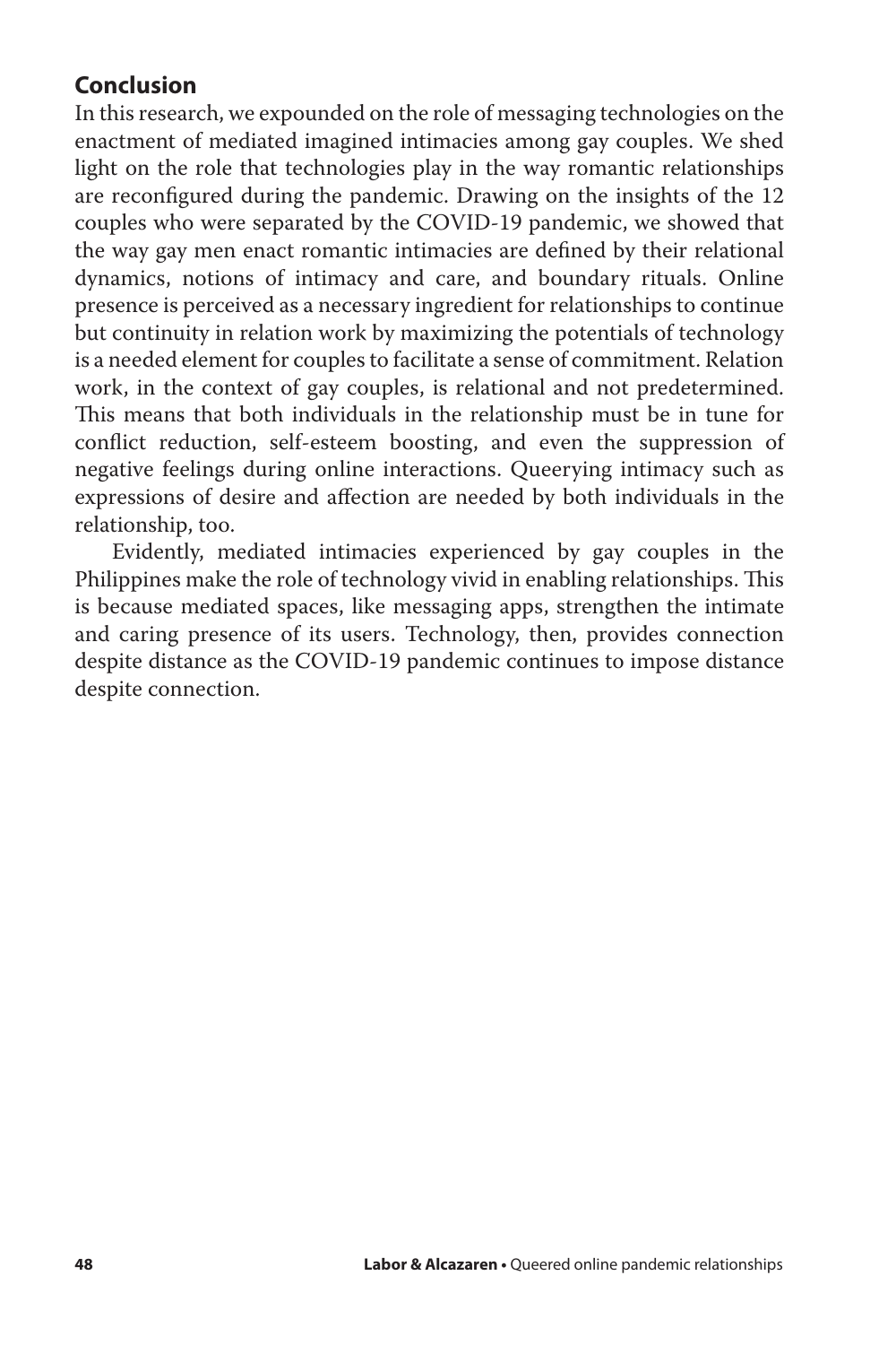## Conclusion

In this research, we expounded on the role of messaging technologies on the enactment of mediated imagined intimacies among gay couples. We shed light on the role that technologies play in the way romantic relationships are reconfigured during the pandemic. Drawing on the insights of the 12 couples who were separated by the COVID-19 pandemic, we showed that the way gay men enact romantic intimacies are defined by their relational dynamics, notions of intimacy and care, and boundary rituals. Online presence is perceived as a necessary ingredient for relationships to continue but continuity in relation work by maximizing the potentials of technology is a needed element for couples to facilitate a sense of commitment. Relation work, in the context of gay couples, is relational and not predetermined. This means that both individuals in the relationship must be in tune for conflict reduction, self-esteem boosting, and even the suppression of negative feelings during online interactions. Queerying intimacy such as expressions of desire and affection are needed by both individuals in the relationship, too.

Evidently, mediated intimacies experienced by gay couples in the Philippines make the role of technology vivid in enabling relationships. This is because mediated spaces, like messaging apps, strengthen the intimate and caring presence of its users. Technology, then, provides connection despite distance as the COVID-19 pandemic continues to impose distance despite connection.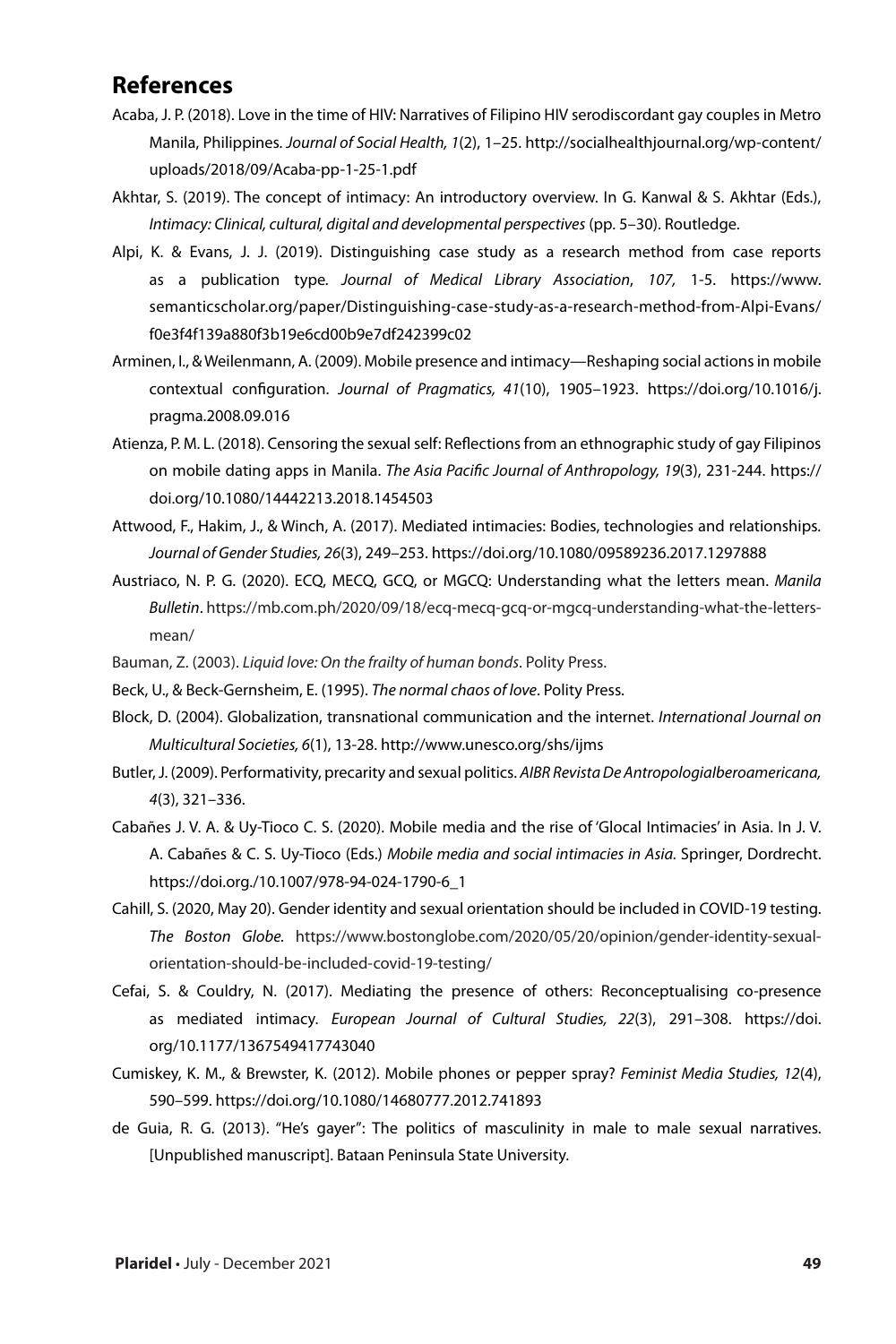## References

Acaba, J. P. (2018). Love in the time of HIV: Narratives of Filipino HIV serodiscordant gay couples in Metro Manila, Philippines. *Journal of Social Health, 1*(2), 1–25. http://socialhealthjournal.org/wp-content/uploads/2018/09/Acaba-pp-1-25-1.pdf

Akhtar, S. (2019). The concept of intimacy: An introductory overview. In G. Kanwal & S. Akhtar (Eds.), *Intimacy: Clinical, cultural, digital and developmental perspectives* (pp. 5–30). Routledge.

Alpi, K. & Evans, J. J. (2019). Distinguishing case study as a research method from case reports as a publication type. *Journal of Medical Library Association*, *107,* 1-5. https://www.semanticscholar.org/paper/Distinguishing-case-study-as-a-research-method-from-Alpi-Evans/f0e3f4f139a880f3b19e6cd00b9e7df242399c02

Arminen, I., & Weilenmann, A. (2009). Mobile presence and intimacy—Reshaping social actions in mobile contextual configuration. *Journal of Pragmatics, 41*(10), 1905–1923. https://doi.org/10.1016/j.pragma.2008.09.016

Atienza, P. M. L. (2018). Censoring the sexual self: Reflections from an ethnographic study of gay Filipinos on mobile dating apps in Manila. *The Asia Pacific Journal of Anthropology, 19*(3), 231-244. https://doi.org/10.1080/14442213.2018.1454503

Attwood, F., Hakim, J., & Winch, A. (2017). Mediated intimacies: Bodies, technologies and relationships. *Journal of Gender Studies, 26*(3), 249–253. https://doi.org/10.1080/09589236.2017.1297888

Austriaco, N. P. G. (2020). ECQ, MECQ, GCQ, or MGCQ: Understanding what the letters mean. *Manila Bulletin*. https://mb.com.ph/2020/09/18/ecq-mecq-gcq-or-mgcq-understanding-what-the-letters-mean/

Bauman, Z. (2003). *Liquid love: On the frailty of human bonds*. Polity Press.

Beck, U., & Beck-Gernsheim, E. (1995). *The normal chaos of love*. Polity Press.

Block, D. (2004). Globalization, transnational communication and the internet. *International Journal on Multicultural Societies, 6*(1), 13-28. http://www.unesco.org/shs/ijms

Butler, J. (2009). Performativity, precarity and sexual politics. *AIBR Revista De AntropologiaIberoamericana, 4*(3), 321–336.

Cabañes J. V. A. & Uy-Tioco C. S. (2020). Mobile media and the rise of 'Glocal Intimacies' in Asia. In J. V. A. Cabañes & C. S. Uy-Tioco (Eds.) *Mobile media and social intimacies in Asia.* Springer, Dordrecht. https://doi.org./10.1007/978-94-024-1790-6_1

Cahill, S. (2020, May 20). Gender identity and sexual orientation should be included in COVID-19 testing. *The Boston Globe.* https://www.bostonglobe.com/2020/05/20/opinion/gender-identity-sexual-orientation-should-be-included-covid-19-testing/

Cefai, S. & Couldry, N. (2017). Mediating the presence of others: Reconceptualising co-presence as mediated intimacy. *European Journal of Cultural Studies, 22*(3), 291–308. https://doi.org/10.1177/1367549417743040

Cumiskey, K. M., & Brewster, K. (2012). Mobile phones or pepper spray? *Feminist Media Studies, 12*(4), 590–599. https://doi.org/10.1080/14680777.2012.741893

de Guia, R. G. (2013). "He's gayer": The politics of masculinity in male to male sexual narratives. [Unpublished manuscript]. Bataan Peninsula State University.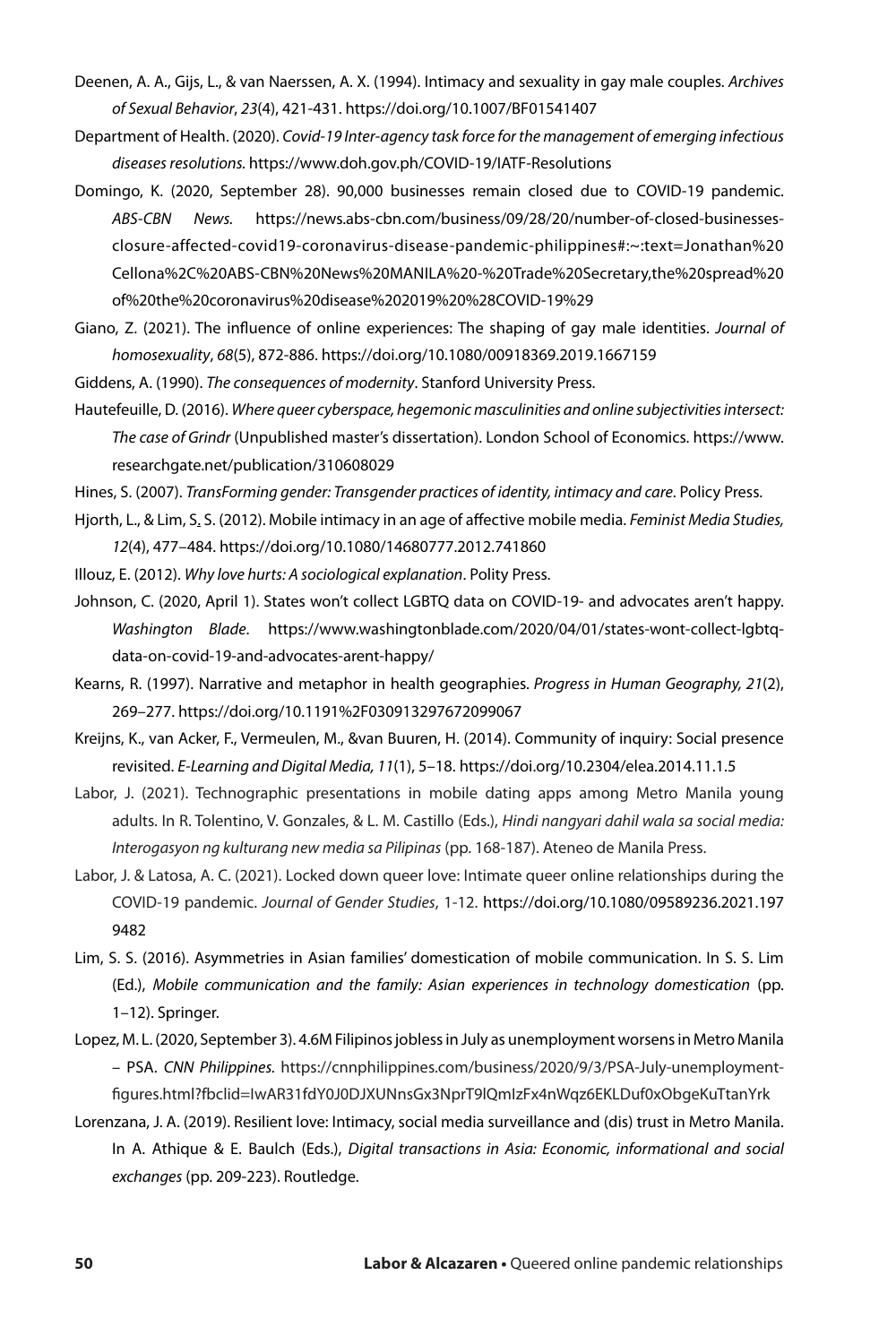Deenen, A. A., Gijs, L., & van Naerssen, A. X. (1994). Intimacy and sexuality in gay male couples. *Archives of Sexual Behavior*, *23*(4), 421-431. https://doi.org/10.1007/BF01541407

Department of Health. (2020). *Covid-19 Inter-agency task force for the management of emerging infectious diseases resolutions.* https://www.doh.gov.ph/COVID-19/IATF-Resolutions

Domingo, K. (2020, September 28). 90,000 businesses remain closed due to COVID-19 pandemic. *ABS-CBN News.* https://news.abs-cbn.com/business/09/28/20/number-of-closed-businesses-closure-affected-covid19-coronavirus-disease-pandemic-philippines#:~:text=Jonathan%20Cellona%2C%20ABS-CBN%20News%20MANILA%20-%20Trade%20Secretary,the%20spread%20of%20the%20coronavirus%20disease%202019%20%28COVID-19%29

Giano, Z. (2021). The influence of online experiences: The shaping of gay male identities. *Journal of homosexuality*, *68*(5), 872-886. https://doi.org/10.1080/00918369.2019.1667159

Giddens, A. (1990). *The consequences of modernity*. Stanford University Press.

Hautefeuille, D. (2016). *Where queer cyberspace, hegemonic masculinities and online subjectivities intersect: The case of Grindr* (Unpublished master's dissertation). London School of Economics. https://www.researchgate.net/publication/310608029

Hines, S. (2007). *TransForming gender: Transgender practices of identity, intimacy and care*. Policy Press.

Hjorth, L., & Lim, S. S. (2012). Mobile intimacy in an age of affective mobile media. *Feminist Media Studies, 12*(4), 477–484. https://doi.org/10.1080/14680777.2012.741860

Illouz, E. (2012). *Why love hurts: A sociological explanation*. Polity Press.

Johnson, C. (2020, April 1). States won't collect LGBTQ data on COVID-19- and advocates aren't happy. *Washington Blade*. https://www.washingtonblade.com/2020/04/01/states-wont-collect-lgbtq-data-on-covid-19-and-advocates-arent-happy/

Kearns, R. (1997). Narrative and metaphor in health geographies. *Progress in Human Geography, 21*(2), 269–277. https://doi.org/10.1191%2F030913297672099067

Kreijns, K., van Acker, F., Vermeulen, M., &van Buuren, H. (2014). Community of inquiry: Social presence revisited. *E-Learning and Digital Media, 11*(1), 5–18. https://doi.org/10.2304/elea.2014.11.1.5

Labor, J. (2021). Technographic presentations in mobile dating apps among Metro Manila young adults. In R. Tolentino, V. Gonzales, & L. M. Castillo (Eds.), *Hindi nangyari dahil wala sa social media: Interogasyon ng kulturang new media sa Pilipinas* (pp. 168-187). Ateneo de Manila Press.

Labor, J. & Latosa, A. C. (2021). Locked down queer love: Intimate queer online relationships during the COVID-19 pandemic. *Journal of Gender Studies*, 1-12. https://doi.org/10.1080/09589236.2021.1979482

Lim, S. S. (2016). Asymmetries in Asian families' domestication of mobile communication. In S. S. Lim (Ed.), *Mobile communication and the family: Asian experiences in technology domestication* (pp. 1–12). Springer.

Lopez, M. L. (2020, September 3). 4.6M Filipinos jobless in July as unemployment worsens in Metro Manila – PSA. *CNN Philippines.* https://cnnphilippines.com/business/2020/9/3/PSA-July-unemployment-figures.html?fbclid=IwAR31fdY0J0DJXUNnsGx3NprT9lQmIzFx4nWqz6EKLDuf0xObgeKuTtanYrk

Lorenzana, J. A. (2019). Resilient love: Intimacy, social media surveillance and (dis) trust in Metro Manila. In A. Athique & E. Baulch (Eds.), *Digital transactions in Asia: Economic, informational and social exchanges* (pp. 209-223). Routledge.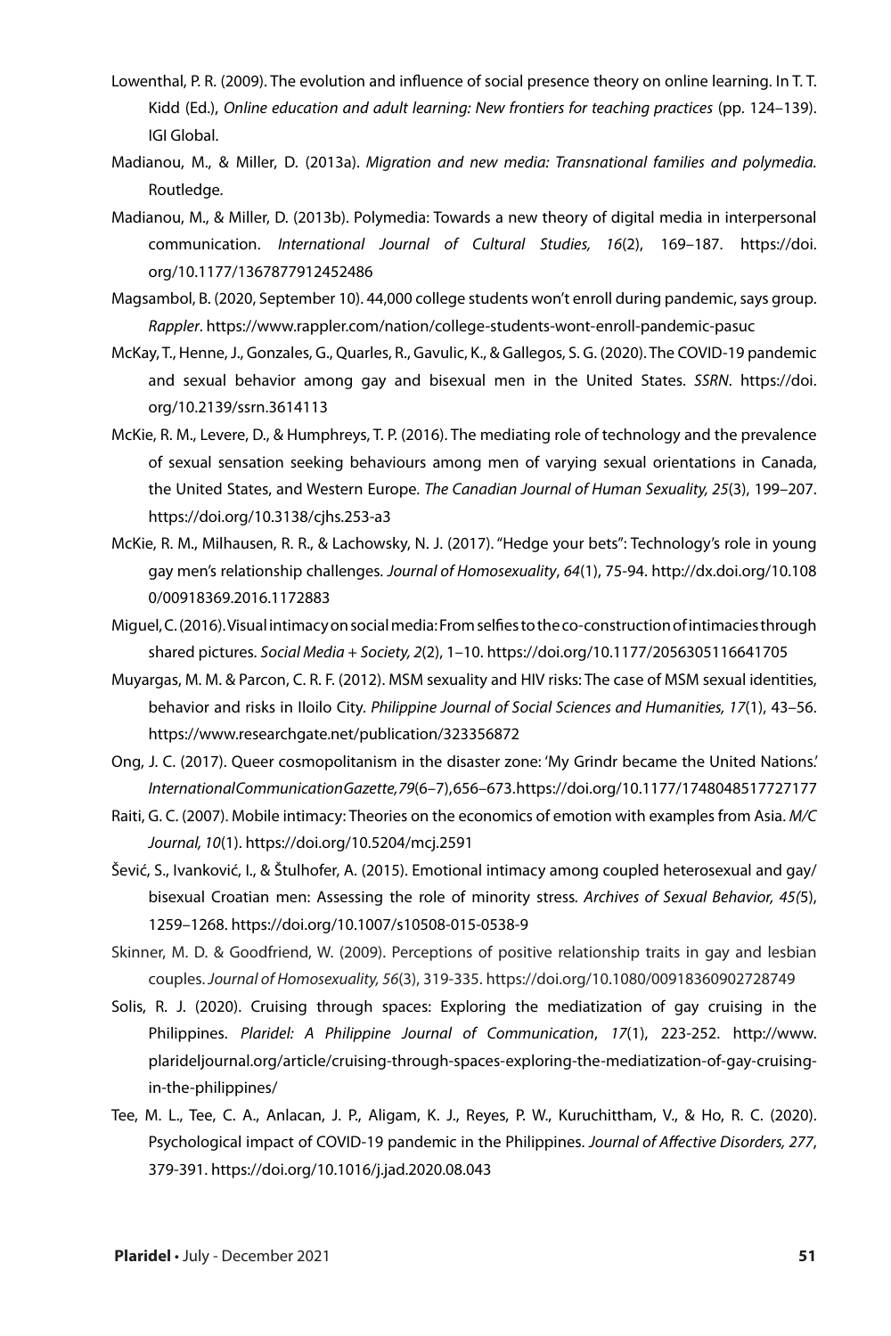Lowenthal, P. R. (2009). The evolution and influence of social presence theory on online learning. In T. T. Kidd (Ed.), *Online education and adult learning: New frontiers for teaching practices* (pp. 124–139). IGI Global.

Madianou, M., & Miller, D. (2013a). *Migration and new media: Transnational families and polymedia.* Routledge.

Madianou, M., & Miller, D. (2013b). Polymedia: Towards a new theory of digital media in interpersonal communication. *International Journal of Cultural Studies, 16*(2), 169–187. https://doi.org/10.1177/1367877912452486

Magsambol, B. (2020, September 10). 44,000 college students won't enroll during pandemic, says group. *Rappler*. https://www.rappler.com/nation/college-students-wont-enroll-pandemic-pasuc

McKay, T., Henne, J., Gonzales, G., Quarles, R., Gavulic, K., & Gallegos, S. G. (2020). The COVID-19 pandemic and sexual behavior among gay and bisexual men in the United States. *SSRN*. https://doi.org/10.2139/ssrn.3614113

McKie, R. M., Levere, D., & Humphreys, T. P. (2016). The mediating role of technology and the prevalence of sexual sensation seeking behaviours among men of varying sexual orientations in Canada, the United States, and Western Europe. *The Canadian Journal of Human Sexuality, 25*(3), 199–207. https://doi.org/10.3138/cjhs.253-a3

McKie, R. M., Milhausen, R. R., & Lachowsky, N. J. (2017). "Hedge your bets": Technology's role in young gay men's relationship challenges. *Journal of Homosexuality*, *64*(1), 75-94. http://dx.doi.org/10.1080/00918369.2016.1172883

Miguel, C. (2016). Visual intimacy on social media: From selfies to the co-construction of intimacies through shared pictures. *Social Media + Society, 2*(2), 1–10. https://doi.org/10.1177/2056305116641705

Muyargas, M. M. & Parcon, C. R. F. (2012). MSM sexuality and HIV risks: The case of MSM sexual identities, behavior and risks in Iloilo City. *Philippine Journal of Social Sciences and Humanities, 17*(1), 43–56. https://www.researchgate.net/publication/323356872

Ong, J. C. (2017). Queer cosmopolitanism in the disaster zone: 'My Grindr became the United Nations.' *International Communication Gazette, 79*(6–7), 656–673. https://doi.org/10.1177/1748048517727177

Raiti, G. C. (2007). Mobile intimacy: Theories on the economics of emotion with examples from Asia. *M/C Journal, 10*(1). https://doi.org/10.5204/mcj.2591

Šević, S., Ivanković, I., & Štulhofer, A. (2015). Emotional intimacy among coupled heterosexual and gay/bisexual Croatian men: Assessing the role of minority stress. *Archives of Sexual Behavior, 45(*5), 1259–1268. https://doi.org/10.1007/s10508-015-0538-9

Skinner, M. D. & Goodfriend, W. (2009). Perceptions of positive relationship traits in gay and lesbian couples. *Journal of Homosexuality, 56*(3), 319-335. https://doi.org/10.1080/00918360902728749

Solis, R. J. (2020). Cruising through spaces: Exploring the mediatization of gay cruising in the Philippines. *Plaridel: A Philippine Journal of Communication*, *17*(1), 223-252. http://www.plarideljournal.org/article/cruising-through-spaces-exploring-the-mediatization-of-gay-cruising-in-the-philippines/

Tee, M. L., Tee, C. A., Anlacan, J. P., Aligam, K. J., Reyes, P. W., Kuruchittham, V., & Ho, R. C. (2020). Psychological impact of COVID-19 pandemic in the Philippines. *Journal of Affective Disorders, 277*, 379-391. https://doi.org/10.1016/j.jad.2020.08.043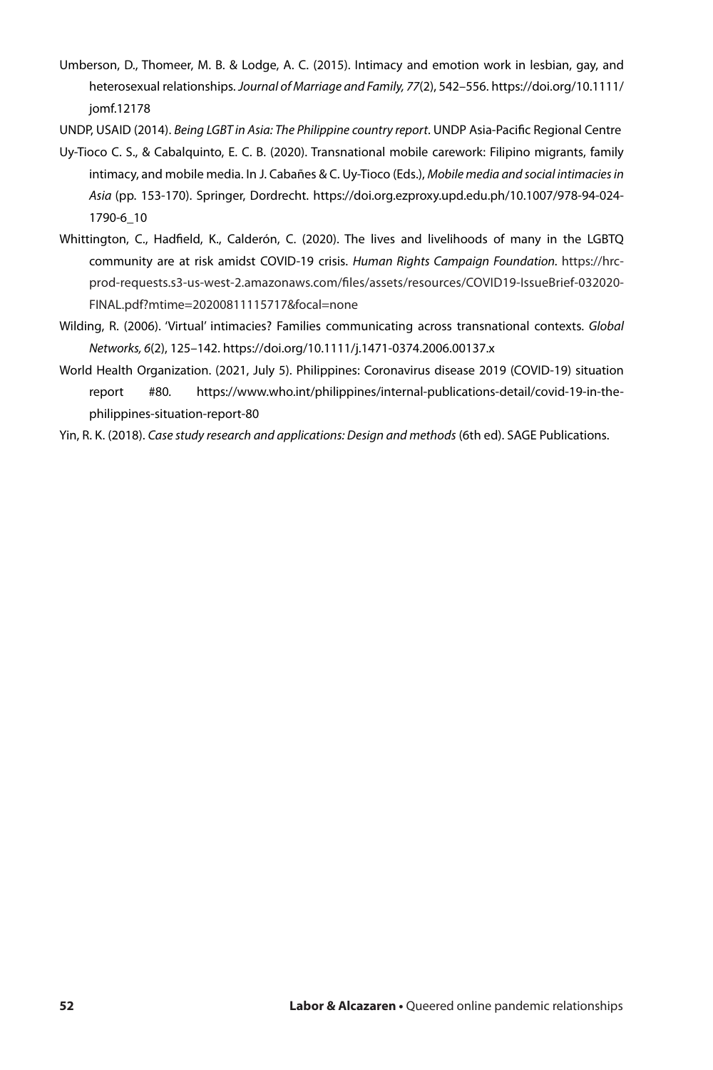Umberson, D., Thomeer, M. B. & Lodge, A. C. (2015). Intimacy and emotion work in lesbian, gay, and heterosexual relationships. *Journal of Marriage and Family, 77*(2), 542–556. https://doi.org/10.1111/jomf.12178

UNDP, USAID (2014). *Being LGBT in Asia: The Philippine country report*. UNDP Asia-Pacific Regional Centre

Uy-Tioco C. S., & Cabalquinto, E. C. B. (2020). Transnational mobile carework: Filipino migrants, family intimacy, and mobile media. In J. Cabañes & C. Uy-Tioco (Eds.), *Mobile media and social intimacies in Asia* (pp. 153-170). Springer, Dordrecht. https://doi.org.ezproxy.upd.edu.ph/10.1007/978-94-024-1790-6_10

Whittington, C., Hadfield, K., Calderón, C. (2020). The lives and livelihoods of many in the LGBTQ community are at risk amidst COVID-19 crisis. *Human Rights Campaign Foundation*. https://hrc-prod-requests.s3-us-west-2.amazonaws.com/files/assets/resources/COVID19-IssueBrief-032020-FINAL.pdf?mtime=20200811115717&focal=none

Wilding, R. (2006). 'Virtual' intimacies? Families communicating across transnational contexts. *Global Networks, 6*(2), 125–142. https://doi.org/10.1111/j.1471-0374.2006.00137.x

World Health Organization. (2021, July 5). Philippines: Coronavirus disease 2019 (COVID-19) situation report #80. https://www.who.int/philippines/internal-publications-detail/covid-19-in-the-philippines-situation-report-80

Yin, R. K. (2018). *Case study research and applications: Design and methods* (6th ed). SAGE Publications.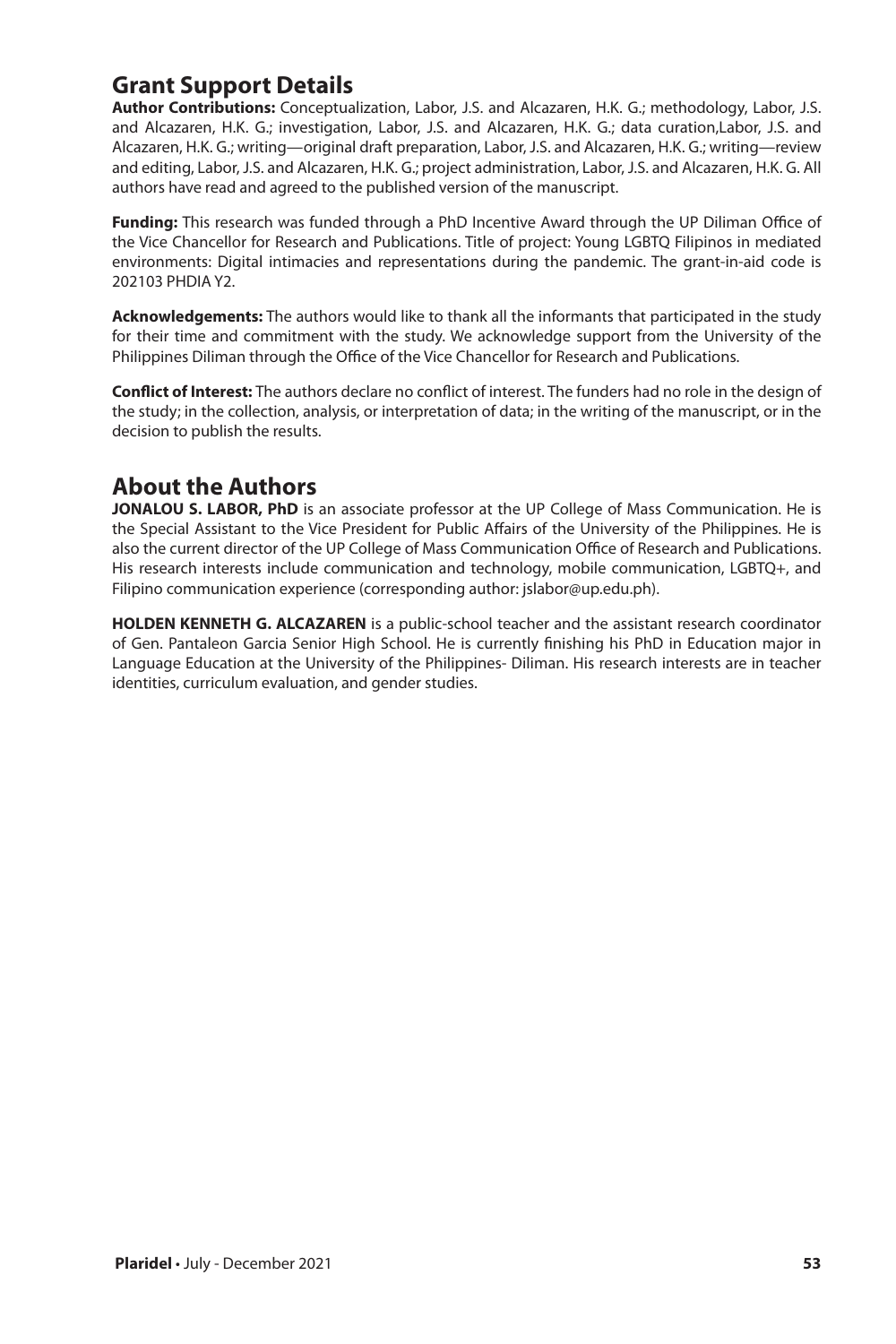## Grant Support Details

**Author Contributions:** Conceptualization, Labor, J.S. and Alcazaren, H.K. G.; methodology, Labor, J.S. and Alcazaren, H.K. G.; investigation, Labor, J.S. and Alcazaren, H.K. G.; data curation,Labor, J.S. and Alcazaren, H.K. G.; writing—original draft preparation, Labor, J.S. and Alcazaren, H.K. G.; writing—review and editing, Labor, J.S. and Alcazaren, H.K. G.; project administration, Labor, J.S. and Alcazaren, H.K. G. All authors have read and agreed to the published version of the manuscript.

**Funding:** This research was funded through a PhD Incentive Award through the UP Diliman Office of the Vice Chancellor for Research and Publications. Title of project: Young LGBTQ Filipinos in mediated environments: Digital intimacies and representations during the pandemic. The grant-in-aid code is 202103 PHDIA Y2.

**Acknowledgements:** The authors would like to thank all the informants that participated in the study for their time and commitment with the study. We acknowledge support from the University of the Philippines Diliman through the Office of the Vice Chancellor for Research and Publications.

**Conflict of Interest:** The authors declare no conflict of interest. The funders had no role in the design of the study; in the collection, analysis, or interpretation of data; in the writing of the manuscript, or in the decision to publish the results.

## About the Authors

**JONALOU S. LABOR, PhD** is an associate professor at the UP College of Mass Communication. He is the Special Assistant to the Vice President for Public Affairs of the University of the Philippines. He is also the current director of the UP College of Mass Communication Office of Research and Publications. His research interests include communication and technology, mobile communication, LGBTQ+, and Filipino communication experience (corresponding author: jslabor@up.edu.ph).

**HOLDEN KENNETH G. ALCAZAREN** is a public-school teacher and the assistant research coordinator of Gen. Pantaleon Garcia Senior High School. He is currently finishing his PhD in Education major in Language Education at the University of the Philippines- Diliman. His research interests are in teacher identities, curriculum evaluation, and gender studies.